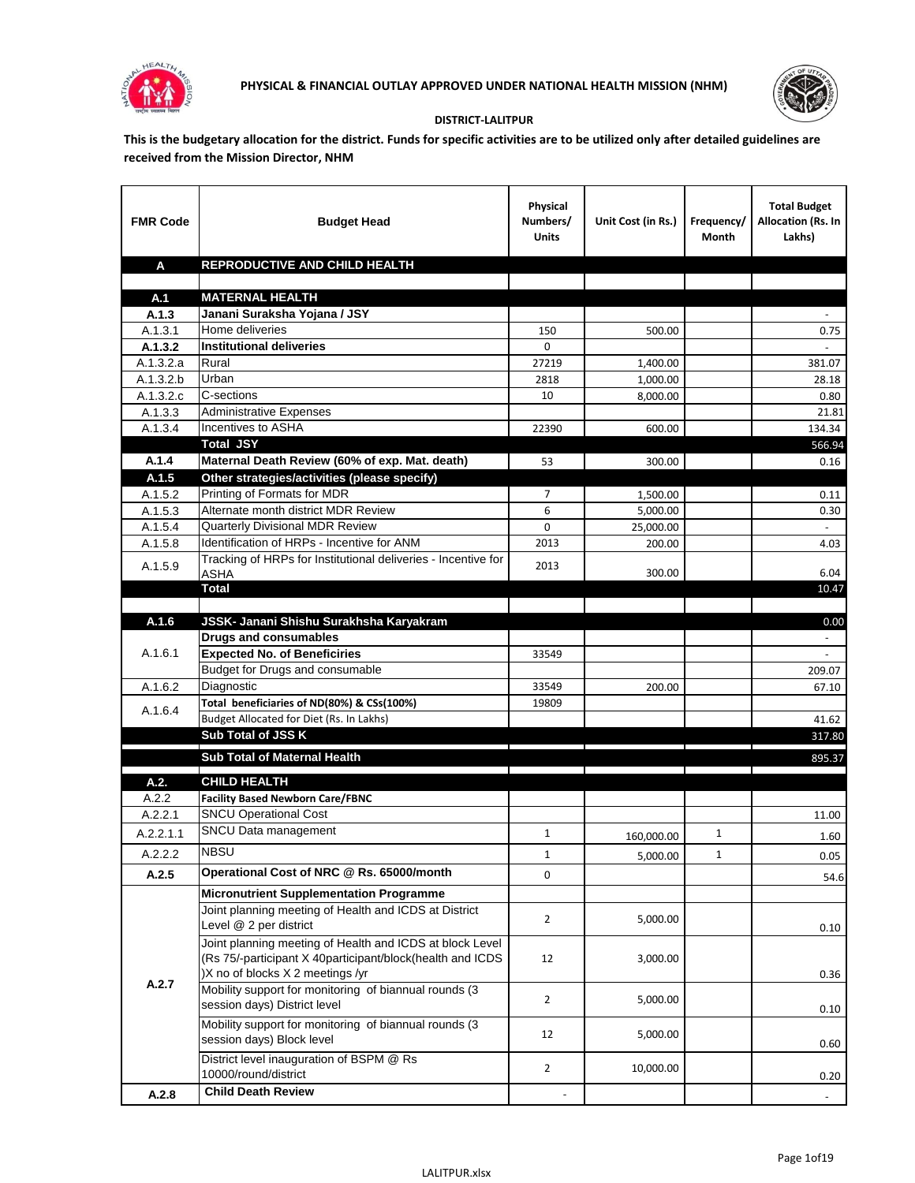# PHYSICAL & FINANCIAL OUTLAY APPROVED UNDER NATIONAL HEALTH MISSION (NHM)

**DISTRICT-LALITPUR**

**This is the budgetary allocation for the district. Funds for specific activities are to be utilized only after detailed guidelines are received from the Mission Director, NHM**

| FMR Code | Budget Head | Physical Numbers/ Units | Unit Cost (in Rs.) | Frequency/ Month | Total Budget Allocation (Rs. In Lakhs) |
|---|---|---|---|---|---|
| **A** | **REPRODUCTIVE AND CHILD HEALTH** | | | | |
| | | | | | |
| **A.1** | **MATERNAL HEALTH** | | | | |
| **A.1.3** | **Janani Suraksha Yojana / JSY** | | | | - |
| A.1.3.1 | Home deliveries | 150 | 500.00 | | 0.75 |
| **A.1.3.2** | **Institutional deliveries** | 0 | | | - |
| A.1.3.2.a | Rural | 27219 | 1,400.00 | | 381.07 |
| A.1.3.2.b | Urban | 2818 | 1,000.00 | | 28.18 |
| A.1.3.2.c | C-sections | 10 | 8,000.00 | | 0.80 |
| A.1.3.3 | Administrative Expenses | | | | 21.81 |
| A.1.3.4 | Incentives to ASHA | 22390 | 600.00 | | 134.34 |
| | **Total JSY** | | | | 566.94 |
| **A.1.4** | **Maternal Death Review (60% of exp. Mat. death)** | 53 | 300.00 | | 0.16 |
| **A.1.5** | **Other strategies/activities (please specify)** | | | | |
| A.1.5.2 | Printing of Formats for MDR | 7 | 1,500.00 | | 0.11 |
| A.1.5.3 | Alternate month district MDR Review | 6 | 5,000.00 | | 0.30 |
| A.1.5.4 | Quarterly Divisional MDR Review | 0 | 25,000.00 | | - |
| A.1.5.8 | Identification of HRPs - Incentive for ANM | 2013 | 200.00 | | 4.03 |
| A.1.5.9 | Tracking of HRPs for Institutional deliveries - Incentive for ASHA | 2013 | 300.00 | | 6.04 |
| | **Total** | | | | 10.47 |
| | | | | | |
| **A.1.6** | **JSSK- Janani Shishu Surakhsha Karyakram** | | | | 0.00 |
| A.1.6.1 | **Drugs and consumables** | | | | - |
| | **Expected No. of Beneficiries** | 33549 | | | - |
| | Budget for Drugs and consumable | | | | 209.07 |
| A.1.6.2 | Diagnostic | 33549 | 200.00 | | 67.10 |
| A.1.6.4 | **Total beneficiaries of ND(80%) & CSs(100%)** | 19809 | | | |
| | Budget Allocated for Diet (Rs. In Lakhs) | | | | 41.62 |
| | **Sub Total of JSS K** | | | | 317.80 |
| | **Sub Total of Maternal Health** | | | | 895.37 |
| **A.2.** | **CHILD HEALTH** | | | | |
| A.2.2 | **Facility Based Newborn Care/FBNC** | | | | |
| A.2.2.1 | SNCU Operational Cost | | | | 11.00 |
| A.2.2.1.1 | SNCU Data management | 1 | 160,000.00 | 1 | 1.60 |
| A.2.2.2 | NBSU | 1 | 5,000.00 | 1 | 0.05 |
| **A.2.5** | **Operational Cost of NRC @ Rs. 65000/month** | 0 | | | 54.6 |
| **A.2.7** | **Micronutrient Supplementation Programme** | | | | |
| | Joint planning meeting of Health and ICDS at District Level @ 2 per district | 2 | 5,000.00 | | 0.10 |
| | Joint planning meeting of Health and ICDS at block Level (Rs 75/-participant X 40participant/block(health and ICDS )X no of blocks X 2 meetings /yr | 12 | 3,000.00 | | 0.36 |
| | Mobility support for monitoring of biannual rounds (3 session days) District level | 2 | 5,000.00 | | 0.10 |
| | Mobility support for monitoring of biannual rounds (3 session days) Block level | 12 | 5,000.00 | | 0.60 |
| | District level inauguration of BSPM @ Rs 10000/round/district | 2 | 10,000.00 | | 0.20 |
| **A.2.8** | **Child Death Review** | - | | | - |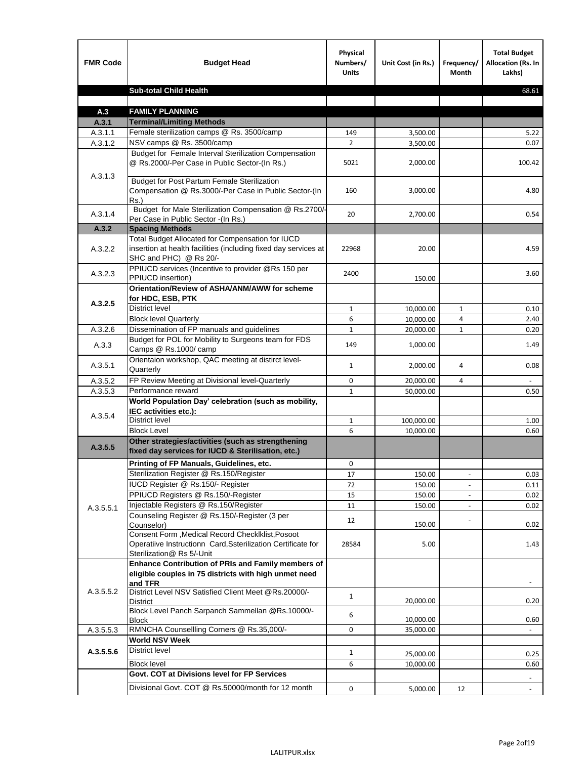| FMR Code | Budget Head | Physical Numbers/ Units | Unit Cost (in Rs.) | Frequency/ Month | Total Budget Allocation (Rs. In Lakhs) |
|---|---|---|---|---|---|
| | **Sub-total Child Health** | | | | 68.61 |
| | | | | | |
| **A.3** | **FAMILY PLANNING** | | | | |
| **A.3.1** | **Terminal/Limiting Methods** | | | | |
| A.3.1.1 | Female sterilization camps @ Rs. 3500/camp | 149 | 3,500.00 | | 5.22 |
| A.3.1.2 | NSV camps @ Rs. 3500/camp | 2 | 3,500.00 | | 0.07 |
| A.3.1.3 | Budget for Female Interval Sterilization Compensation @ Rs.2000/-Per Case in Public Sector-(In Rs.) | 5021 | 2,000.00 | | 100.42 |
| | Budget for Post Partum Female Sterilization Compensation @ Rs.3000/-Per Case in Public Sector-(In Rs.) | 160 | 3,000.00 | | 4.80 |
| A.3.1.4 | Budget for Male Sterilization Compensation @ Rs.2700/-Per Case in Public Sector -(In Rs.) | 20 | 2,700.00 | | 0.54 |
| **A.3.2** | **Spacing Methods** | | | | |
| A.3.2.2 | Total Budget Allocated for Compensation for IUCD insertion at health facilities (including fixed day services at SHC and PHC) @ Rs 20/- | 22968 | 20.00 | | 4.59 |
| A.3.2.3 | PPIUCD services (Incentive to provider @Rs 150 per PPIUCD insertion) | 2400 | 150.00 | | 3.60 |
| **A.3.2.5** | **Orientation/Review of ASHA/ANM/AWW for scheme for HDC, ESB, PTK** | | | | |
| | District level | 1 | 10,000.00 | 1 | 0.10 |
| | Block level Quarterly | 6 | 10,000.00 | 4 | 2.40 |
| A.3.2.6 | Dissemination of FP manuals and guidelines | 1 | 20,000.00 | 1 | 0.20 |
| A.3.3 | Budget for POL for Mobility to Surgeons team for FDS Camps @ Rs.1000/ camp | 149 | 1,000.00 | | 1.49 |
| A.3.5.1 | Orientaion workshop, QAC meeting at distirct level-Quarterly | 1 | 2,000.00 | 4 | 0.08 |
| A.3.5.2 | FP Review Meeting at Divisional level-Quarterly | 0 | 20,000.00 | 4 | - |
| A.3.5.3 | Performance reward | 1 | 50,000.00 | | 0.50 |
| A.3.5.4 | **World Population Day' celebration (such as mobility, IEC activities etc.):** | | | | |
| | District level | 1 | 100,000.00 | | 1.00 |
| | Block Level | 6 | 10,000.00 | | 0.60 |
| **A.3.5.5** | **Other strategies/activities (such as strengthening fixed day services for IUCD & Sterilisation, etc.)** | | | | |
| A.3.5.5.1 | **Printing of FP Manuals, Guidelines, etc.** | 0 | | | |
| | Sterilization Register @ Rs.150/Register | 17 | 150.00 | - | 0.03 |
| | IUCD Register @ Rs.150/- Register | 72 | 150.00 | - | 0.11 |
| | PPIUCD Registers @ Rs.150/-Register | 15 | 150.00 | - | 0.02 |
| | Injectable Registers @ Rs.150/Register | 11 | 150.00 | - | 0.02 |
| | Counseling Register @ Rs.150/-Register (3 per Counselor) | 12 | 150.00 | - | 0.02 |
| | Consent Form ,Medical Record Checklklist,Posoot Operatiive Instructionn Card,Ssterilization Certificate for Sterilization@ Rs 5/-Unit | 28584 | 5.00 | | 1.43 |
| A.3.5.5.2 | **Enhance Contribution of PRIs and Family members of eligible couples in 75 districts with high unmet need and TFR** | | | | - |
| | District Level NSV Satisfied Client Meet @Rs.20000/-District | 1 | 20,000.00 | | 0.20 |
| | Block Level Panch Sarpanch Sammellan @Rs.10000/-Block | 6 | 10,000.00 | | 0.60 |
| A.3.5.5.3 | RMNCHA Counsellling Corners @ Rs.35,000/- | 0 | 35,000.00 | | - |
| **A.3.5.5.6** | **World NSV Week** | | | | |
| | District level | 1 | 25,000.00 | | 0.25 |
| | Block level | 6 | 10,000.00 | | 0.60 |
| | **Govt. COT at Divisions level for FP Services** | | | | - |
| | Divisional Govt. COT @ Rs.50000/month for 12 month | 0 | 5,000.00 | 12 | - |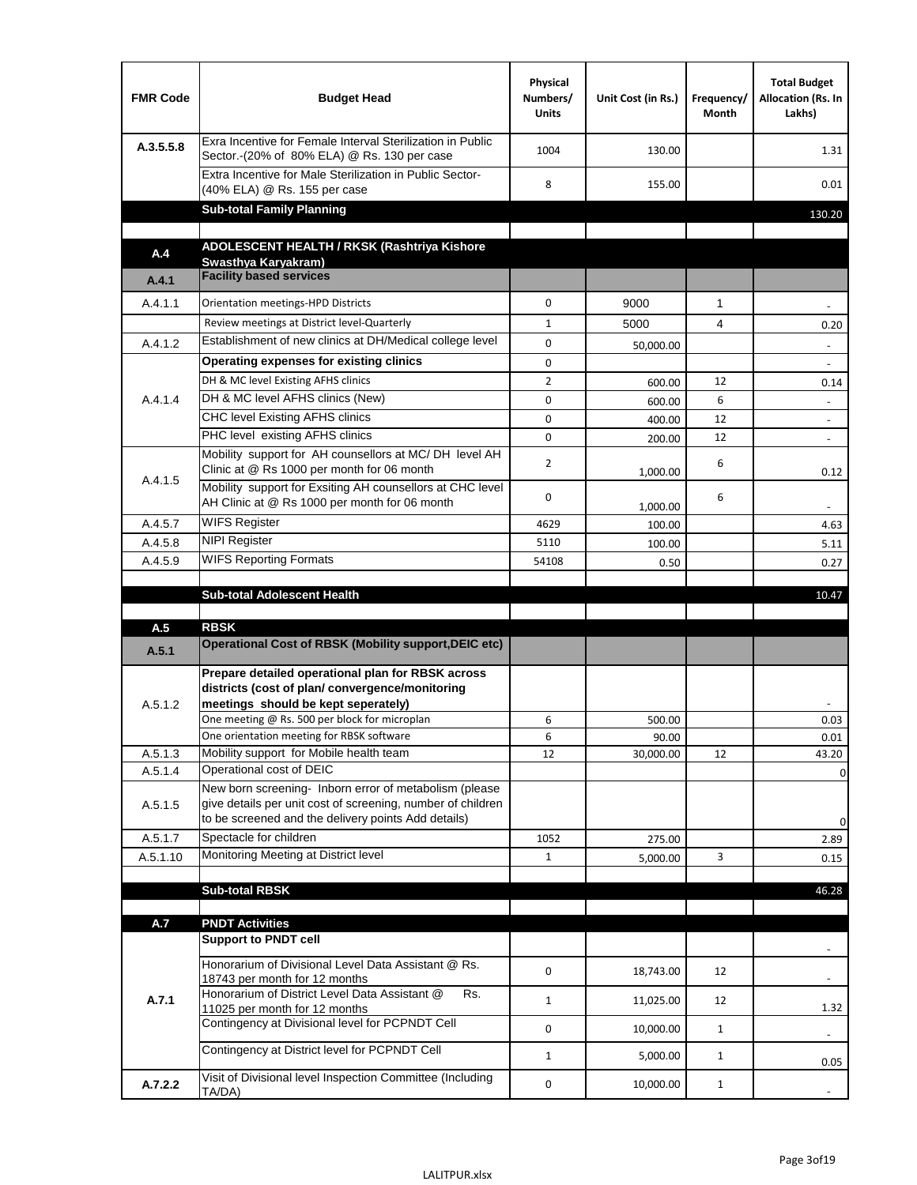| FMR Code | Budget Head | Physical Numbers/ Units | Unit Cost (in Rs.) | Frequency/ Month | Total Budget Allocation (Rs. In Lakhs) |
|---|---|---|---|---|---|
| A.3.5.5.8 | Exra Incentive for Female Interval Sterilization in Public Sector.-(20% of 80% ELA) @ Rs. 130 per case | 1004 | 130.00 | | 1.31 |
| | Extra Incentive for Male Sterilization in Public Sector-(40% ELA) @ Rs. 155 per case | 8 | 155.00 | | 0.01 |
| | **Sub-total Family Planning** | | | | 130.20 |
| | | | | | |
| **A.4** | **ADOLESCENT HEALTH / RKSK (Rashtriya Kishore Swasthya Karyakram)** | | | | |
| **A.4.1** | **Facility based services** | | | | |
| A.4.1.1 | Orientation meetings-HPD Districts | 0 | 9000 | 1 | - |
| | Review meetings at District level-Quarterly | 1 | 5000 | 4 | 0.20 |
| A.4.1.2 | Establishment of new clinics at DH/Medical college level | 0 | 50,000.00 | | - |
| A.4.1.4 | **Operating expenses for existing clinics** | 0 | | | - |
| | DH & MC level Existing AFHS clinics | 2 | 600.00 | 12 | 0.14 |
| | DH & MC level AFHS clinics (New) | 0 | 600.00 | 6 | - |
| | CHC level Existing AFHS clinics | 0 | 400.00 | 12 | - |
| | PHC level existing AFHS clinics | 0 | 200.00 | 12 | - |
| A.4.1.5 | Mobility support for AH counsellors at MC/ DH level AH Clinic at @ Rs 1000 per month for 06 month | 2 | 1,000.00 | 6 | 0.12 |
| | Mobility support for Exsiting AH counsellors at CHC level AH Clinic at @ Rs 1000 per month for 06 month | 0 | 1,000.00 | 6 | - |
| A.4.5.7 | WIFS Register | 4629 | 100.00 | | 4.63 |
| A.4.5.8 | NIPI Register | 5110 | 100.00 | | 5.11 |
| A.4.5.9 | WIFS Reporting Formats | 54108 | 0.50 | | 0.27 |
| | | | | | |
| | **Sub-total Adolescent Health** | | | | 10.47 |
| | | | | | |
| **A.5** | **RBSK** | | | | |
| **A.5.1** | **Operational Cost of RBSK (Mobility support,DEIC etc)** | | | | |
| A.5.1.2 | **Prepare detailed operational plan for RBSK across districts (cost of plan/ convergence/monitoring meetings should be kept seperately)** | | | | - |
| | One meeting @ Rs. 500 per block for microplan | 6 | 500.00 | | 0.03 |
| | One orientation meeting for RBSK software | 6 | 90.00 | | 0.01 |
| A.5.1.3 | Mobility support for Mobile health team | 12 | 30,000.00 | 12 | 43.20 |
| A.5.1.4 | Operational cost of DEIC | | | | 0 |
| A.5.1.5 | New born screening- Inborn error of metabolism (please give details per unit cost of screening, number of children to be screened and the delivery points Add details) | | | | 0 |
| A.5.1.7 | Spectacle for children | 1052 | 275.00 | | 2.89 |
| A.5.1.10 | Monitoring Meeting at District level | 1 | 5,000.00 | 3 | 0.15 |
| | | | | | |
| | **Sub-total RBSK** | | | | 46.28 |
| | | | | | |
| **A.7** | **PNDT Activities** | | | | |
| **A.7.1** | **Support to PNDT cell** | | | | - |
| | Honorarium of Divisional Level Data Assistant @ Rs. 18743 per month for 12 months | 0 | 18,743.00 | 12 | - |
| | Honorarium of District Level Data Assistant @ Rs. 11025 per month for 12 months | 1 | 11,025.00 | 12 | 1.32 |
| | Contingency at Divisional level for PCPNDT Cell | 0 | 10,000.00 | 1 | - |
| | Contingency at District level for PCPNDT Cell | 1 | 5,000.00 | 1 | 0.05 |
| **A.7.2.2** | Visit of Divisional level Inspection Committee (Including TA/DA) | 0 | 10,000.00 | 1 | - |

LALITPUR.xlsx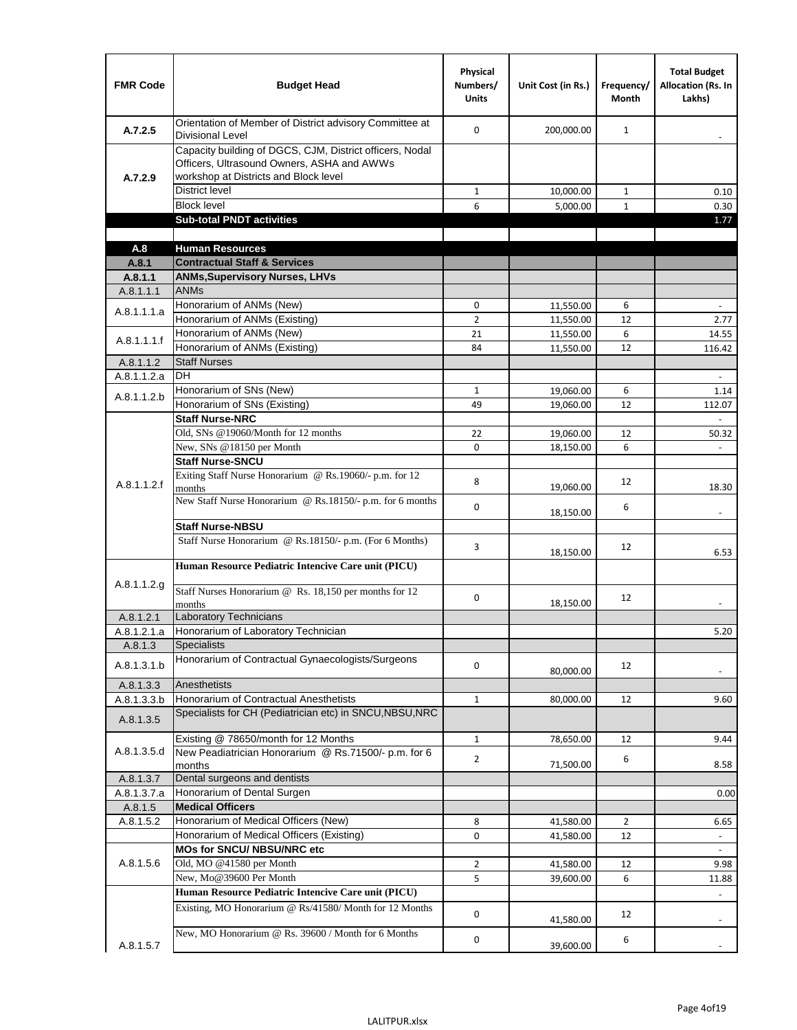| FMR Code | Budget Head | Physical Numbers/ Units | Unit Cost (in Rs.) | Frequency/ Month | Total Budget Allocation (Rs. In Lakhs) |
|---|---|---|---|---|---|
| A.7.2.5 | Orientation of Member of District advisory Committee at Divisional Level | 0 | 200,000.00 | 1 | - |
| A.7.2.9 | Capacity building of DGCS, CJM, District officers, Nodal Officers, Ultrasound Owners, ASHA and AWWs workshop at Districts and Block level | | | | |
| | District level | 1 | 10,000.00 | 1 | 0.10 |
| | Block level | 6 | 5,000.00 | 1 | 0.30 |
| | **Sub-total PNDT activities** | | | | 1.77 |
| | | | | | |
| **A.8** | **Human Resources** | | | | |
| **A.8.1** | **Contractual Staff & Services** | | | | |
| **A.8.1.1** | **ANMs,Supervisory Nurses, LHVs** | | | | |
| A.8.1.1.1 | ANMs | | | | |
| A.8.1.1.1.a | Honorarium of ANMs (New) | 0 | 11,550.00 | 6 | - |
| | Honorarium of ANMs (Existing) | 2 | 11,550.00 | 12 | 2.77 |
| A.8.1.1.1.f | Honorarium of ANMs (New) | 21 | 11,550.00 | 6 | 14.55 |
| | Honorarium of ANMs (Existing) | 84 | 11,550.00 | 12 | 116.42 |
| A.8.1.1.2 | Staff Nurses | | | | |
| A.8.1.1.2.a | DH | | | | - |
| A.8.1.1.2.b | Honorarium of SNs (New) | 1 | 19,060.00 | 6 | 1.14 |
| | Honorarium of SNs (Existing) | 49 | 19,060.00 | 12 | 112.07 |
| A.8.1.1.2.f | **Staff Nurse-NRC** | | | | - |
| | Old, SNs @19060/Month for 12 months | 22 | 19,060.00 | 12 | 50.32 |
| | New, SNs @18150 per Month | 0 | 18,150.00 | 6 | - |
| | **Staff Nurse-SNCU** | | | | |
| | Exiting Staff Nurse Honorarium @ Rs.19060/- p.m. for 12 months | 8 | 19,060.00 | 12 | 18.30 |
| | New Staff Nurse Honorarium @ Rs.18150/- p.m. for 6 months | 0 | 18,150.00 | 6 | - |
| | **Staff Nurse-NBSU** | | | | |
| | Staff Nurse Honorarium @ Rs.18150/- p.m. (For 6 Months) | 3 | 18,150.00 | 12 | 6.53 |
| A.8.1.1.2.g | **Human Resource Pediatric Intencive Care unit (PICU)** | | | | |
| | Staff Nurses Honorarium @ Rs. 18,150 per months for 12 months | 0 | 18,150.00 | 12 | - |
| A.8.1.2.1 | Laboratory Technicians | | | | |
| A.8.1.2.1.a | Honorarium of Laboratory Technician | | | | 5.20 |
| A.8.1.3 | Specialists | | | | |
| A.8.1.3.1.b | Honorarium of Contractual Gynaecologists/Surgeons | 0 | 80,000.00 | 12 | - |
| A.8.1.3.3 | Anesthetists | | | | |
| A.8.1.3.3.b | Honorarium of Contractual Anesthetists | 1 | 80,000.00 | 12 | 9.60 |
| A.8.1.3.5 | Specialists for CH (Pediatrician etc) in SNCU,NBSU,NRC | | | | |
| A.8.1.3.5.d | Existing @ 78650/month for 12 Months | 1 | 78,650.00 | 12 | 9.44 |
| | New Peadiatrician Honorarium @ Rs.71500/- p.m. for 6 months | 2 | 71,500.00 | 6 | 8.58 |
| A.8.1.3.7 | Dental surgeons and dentists | | | | |
| A.8.1.3.7.a | Honorarium of Dental Surgen | | | | 0.00 |
| A.8.1.5 | **Medical Officers** | | | | |
| A.8.1.5.2 | Honorarium of Medical Officers (New) | 8 | 41,580.00 | 2 | 6.65 |
| | Honorarium of Medical Officers (Existing) | 0 | 41,580.00 | 12 | - |
| A.8.1.5.6 | **MOs for SNCU/ NBSU/NRC etc** | | | | - |
| | Old, MO @41580 per Month | 2 | 41,580.00 | 12 | 9.98 |
| | New, Mo@39600 Per Month | 5 | 39,600.00 | 6 | 11.88 |
| A.8.1.5.7 | **Human Resource Pediatric Intencive Care unit (PICU)** | | | | - |
| | Existing, MO Honorarium @ Rs/41580/ Month for 12 Months | 0 | 41,580.00 | 12 | - |
| | New, MO Honorarium @ Rs. 39600 / Month for 6 Months | 0 | 39,600.00 | 6 | - |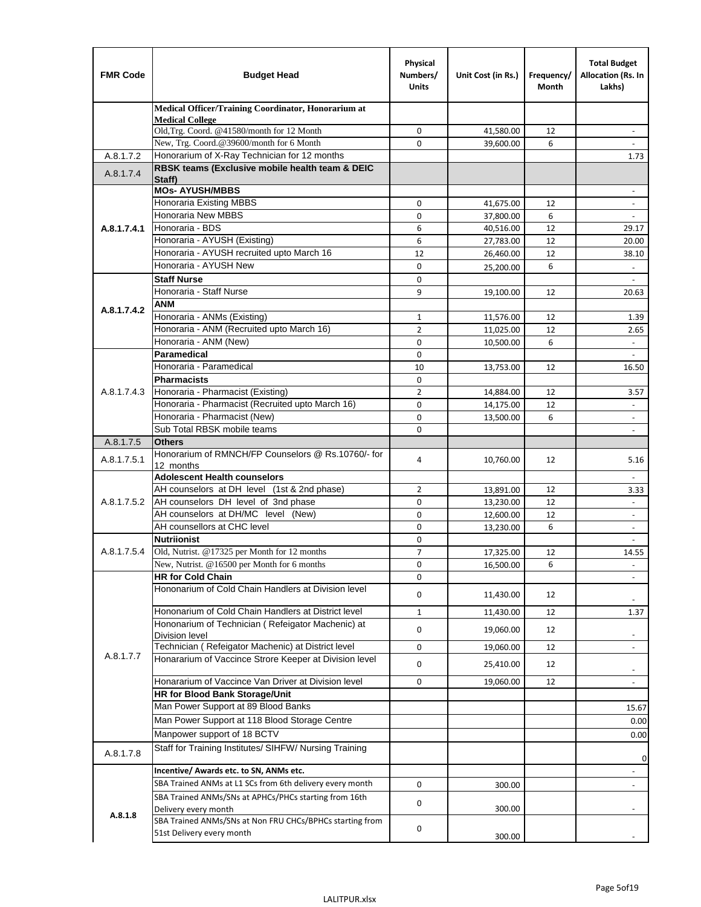| FMR Code | Budget Head | Physical Numbers/ Units | Unit Cost (in Rs.) | Frequency/ Month | Total Budget Allocation (Rs. In Lakhs) |
|---|---|---|---|---|---|
| | **Medical Officer/Training Coordinator, Honorarium at Medical College** | | | | |
| | Old,Trg. Coord. @41580/month for 12 Month | 0 | 41,580.00 | 12 | - |
| | New, Trg. Coord.@39600/month for 6 Month | 0 | 39,600.00 | 6 | - |
| A.8.1.7.2 | Honorarium of X-Ray Technician for 12 months | | | | 1.73 |
| A.8.1.7.4 | **RBSK teams (Exclusive mobile health team & DEIC Staff)** | | | | |
| A.8.1.7.4.1 | **MOs- AYUSH/MBBS** | | | | - |
| | Honoraria Existing MBBS | 0 | 41,675.00 | 12 | - |
| | Honoraria New MBBS | 0 | 37,800.00 | 6 | - |
| | Honoraria - BDS | 6 | 40,516.00 | 12 | 29.17 |
| | Honoraria - AYUSH (Existing) | 6 | 27,783.00 | 12 | 20.00 |
| | Honoraria - AYUSH recruited upto March 16 | 12 | 26,460.00 | 12 | 38.10 |
| | Honoraria - AYUSH New | 0 | 25,200.00 | 6 | - |
| A.8.1.7.4.2 | **Staff Nurse** | 0 | | | - |
| | Honoraria - Staff Nurse | 9 | 19,100.00 | 12 | 20.63 |
| | **ANM** | | | | |
| | Honoraria - ANMs (Existing) | 1 | 11,576.00 | 12 | 1.39 |
| | Honoraria - ANM (Recruited upto March 16) | 2 | 11,025.00 | 12 | 2.65 |
| | Honoraria - ANM (New) | 0 | 10,500.00 | 6 | - |
| A.8.1.7.4.3 | **Paramedical** | 0 | | | - |
| | Honoraria - Paramedical | 10 | 13,753.00 | 12 | 16.50 |
| | **Pharmacists** | 0 | | | |
| | Honoraria - Pharmacist (Existing) | 2 | 14,884.00 | 12 | 3.57 |
| | Honoraria - Pharmacist (Recruited upto March 16) | 0 | 14,175.00 | 12 | - |
| | Honoraria - Pharmacist (New) | 0 | 13,500.00 | 6 | - |
| | Sub Total RBSK mobile teams | 0 | | | - |
| A.8.1.7.5 | **Others** | | | | |
| A.8.1.7.5.1 | Honorarium of RMNCH/FP Counselors @ Rs.10760/- for 12 months | 4 | 10,760.00 | 12 | 5.16 |
| A.8.1.7.5.2 | **Adolescent Health counselors** | | | | - |
| | AH counselors at DH level (1st & 2nd phase) | 2 | 13,891.00 | 12 | 3.33 |
| | AH counselors DH level of 3nd phase | 0 | 13,230.00 | 12 | - |
| | AH counselors at DH/MC level (New) | 0 | 12,600.00 | 12 | - |
| | AH counsellors at CHC level | 0 | 13,230.00 | 6 | - |
| A.8.1.7.5.4 | **Nutriionist** | 0 | | | - |
| | Old, Nutrist. @17325 per Month for 12 months | 7 | 17,325.00 | 12 | 14.55 |
| | New, Nutrist. @16500 per Month for 6 months | 0 | 16,500.00 | 6 | - |
| A.8.1.7.7 | **HR for Cold Chain** | 0 | | | - |
| | Hononarium of Cold Chain Handlers at Division level | 0 | 11,430.00 | 12 | - |
| | Hononarium of Cold Chain Handlers at District level | 1 | 11,430.00 | 12 | 1.37 |
| | Hononarium of Technician ( Refeigator Machenic) at Division level | 0 | 19,060.00 | 12 | - |
| | Technician ( Refeigator Machenic) at District level | 0 | 19,060.00 | 12 | - |
| | Honararium of Vaccince Strore Keeper at Division level | 0 | 25,410.00 | 12 | - |
| | Honararium of Vaccince Van Driver at Division level | 0 | 19,060.00 | 12 | - |
| | **HR for Blood Bank Storage/Unit** | | | | |
| | Man Power Support at 89 Blood Banks | | | | 15.67 |
| | Man Power Support at 118 Blood Storage Centre | | | | 0.00 |
| | Manpower support of 18 BCTV | | | | 0.00 |
| A.8.1.7.8 | Staff for Training Institutes/ SIHFW/ Nursing Training | | | | 0 |
| A.8.1.8 | **Incentive/ Awards etc. to SN, ANMs etc.** | | | | - |
| | SBA Trained ANMs at L1 SCs from 6th delivery every month | 0 | 300.00 | | - |
| | SBA Trained ANMs/SNs at APHCs/PHCs starting from 16th Delivery every month | 0 | 300.00 | | - |
| | SBA Trained ANMs/SNs at Non FRU CHCs/BPHCs starting from 51st Delivery every month | 0 | 300.00 | | - |

LALITPUR.xlsx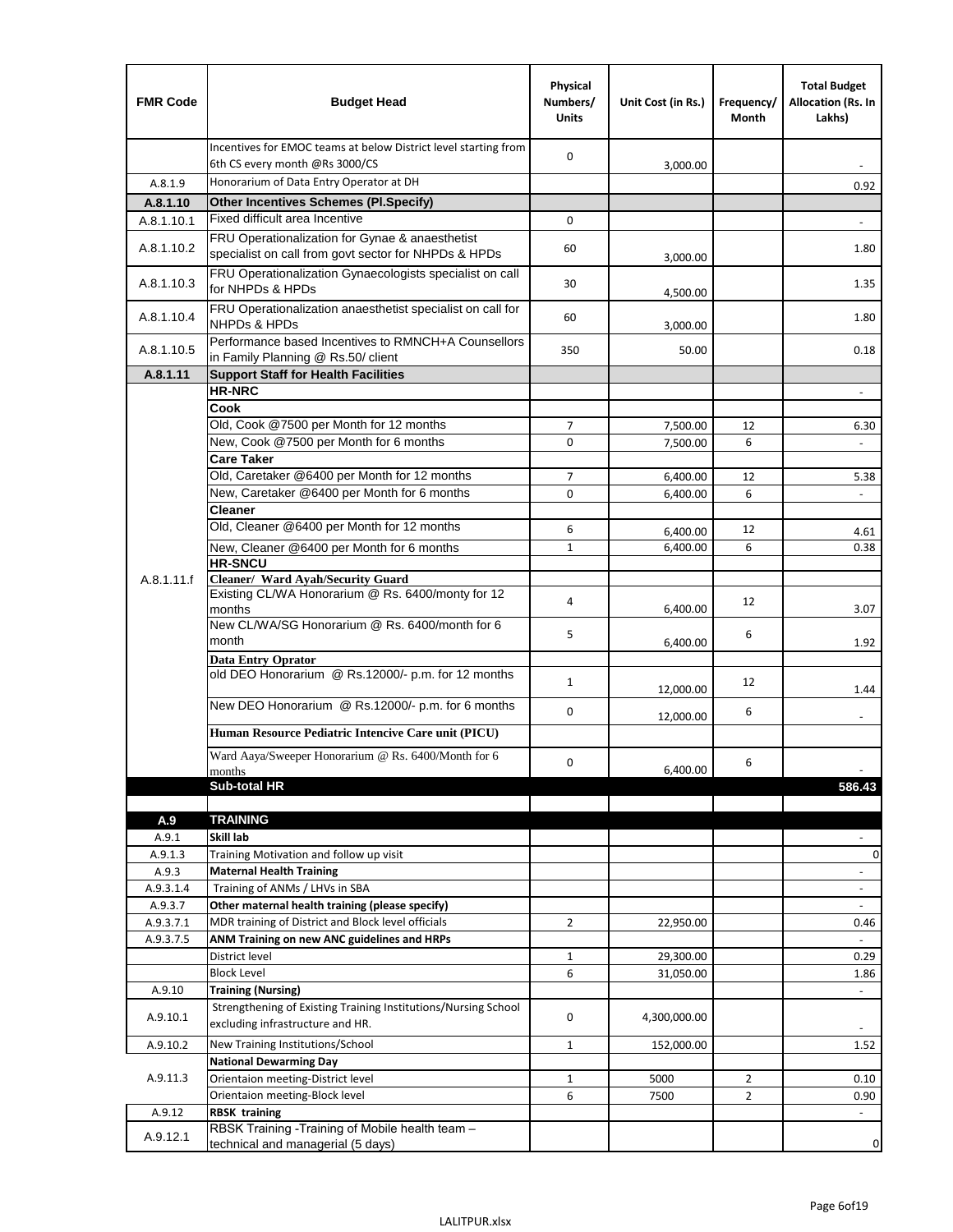| FMR Code | Budget Head | Physical Numbers/ Units | Unit Cost (in Rs.) | Frequency/ Month | Total Budget Allocation (Rs. In Lakhs) |
|---|---|---|---|---|---|
| | Incentives for EMOC teams at below District level starting from 6th CS every month @Rs 3000/CS | 0 | 3,000.00 | | - |
| A.8.1.9 | Honorarium of Data Entry Operator at DH | | | | 0.92 |
| **A.8.1.10** | **Other Incentives Schemes (Pl.Specify)** | | | | |
| A.8.1.10.1 | Fixed difficult area Incentive | 0 | | | - |
| A.8.1.10.2 | FRU Operationalization for Gynae & anaesthetist specialist on call from govt sector for NHPDs & HPDs | 60 | 3,000.00 | | 1.80 |
| A.8.1.10.3 | FRU Operationalization Gynaecologists specialist on call for NHPDs & HPDs | 30 | 4,500.00 | | 1.35 |
| A.8.1.10.4 | FRU Operationalization anaesthetist specialist on call for NHPDs & HPDs | 60 | 3,000.00 | | 1.80 |
| A.8.1.10.5 | Performance based Incentives to RMNCH+A Counsellors in Family Planning @ Rs.50/ client | 350 | 50.00 | | 0.18 |
| **A.8.1.11** | **Support Staff for Health Facilities** | | | | |
| A.8.1.11.f | **HR-NRC** | | | | - |
| | **Cook** | | | | |
| | Old, Cook @7500 per Month for 12 months | 7 | 7,500.00 | 12 | 6.30 |
| | New, Cook @7500 per Month for 6 months | 0 | 7,500.00 | 6 | - |
| | **Care Taker** | | | | |
| | Old, Caretaker @6400 per Month for 12 months | 7 | 6,400.00 | 12 | 5.38 |
| | New, Caretaker @6400 per Month for 6 months | 0 | 6,400.00 | 6 | - |
| | **Cleaner** | | | | |
| | Old, Cleaner @6400 per Month for 12 months | 6 | 6,400.00 | 12 | 4.61 |
| | New, Cleaner @6400 per Month for 6 months | 1 | 6,400.00 | 6 | 0.38 |
| | **HR-SNCU** | | | | |
| | **Cleaner/ Ward Ayah/Security Guard** | | | | |
| | Existing CL/WA Honorarium @ Rs. 6400/monty for 12 months | 4 | 6,400.00 | 12 | 3.07 |
| | New CL/WA/SG Honorarium @ Rs. 6400/month for 6 month | 5 | 6,400.00 | 6 | 1.92 |
| | **Data Entry Oprator** | | | | |
| | old DEO Honorarium @ Rs.12000/- p.m. for 12 months | 1 | 12,000.00 | 12 | 1.44 |
| | New DEO Honorarium @ Rs.12000/- p.m. for 6 months | 0 | 12,000.00 | 6 | - |
| | **Human Resource Pediatric Intencive Care unit (PICU)** | | | | |
| | Ward Aaya/Sweeper Honorarium @ Rs. 6400/Month for 6 months | 0 | 6,400.00 | 6 | - |
| | **Sub-total HR** | | | | **586.43** |
| | | | | | |
| **A.9** | **TRAINING** | | | | |
| A.9.1 | **Skill lab** | | | | - |
| A.9.1.3 | Training Motivation and follow up visit | | | | 0 |
| A.9.3 | **Maternal Health Training** | | | | - |
| A.9.3.1.4 | Training of ANMs / LHVs in SBA | | | | - |
| A.9.3.7 | **Other maternal health training (please specify)** | | | | - |
| A.9.3.7.1 | MDR training of District and Block level officials | 2 | 22,950.00 | | 0.46 |
| A.9.3.7.5 | **ANM Training on new ANC guidelines and HRPs** | | | | - |
| | District level | 1 | 29,300.00 | | 0.29 |
| | Block Level | 6 | 31,050.00 | | 1.86 |
| A.9.10 | **Training (Nursing)** | | | | - |
| A.9.10.1 | Strengthening of Existing Training Institutions/Nursing School excluding infrastructure and HR. | 0 | 4,300,000.00 | | - |
| A.9.10.2 | New Training Institutions/School | 1 | 152,000.00 | | 1.52 |
| A.9.11.3 | **National Dewarming Day** | | | | |
| | Orientaion meeting-District level | 1 | 5000 | 2 | 0.10 |
| | Orientaion meeting-Block level | 6 | 7500 | 2 | 0.90 |
| A.9.12 | **RBSK training** | | | | - |
| A.9.12.1 | RBSK Training -Training of Mobile health team – technical and managerial (5 days) | | | | 0 |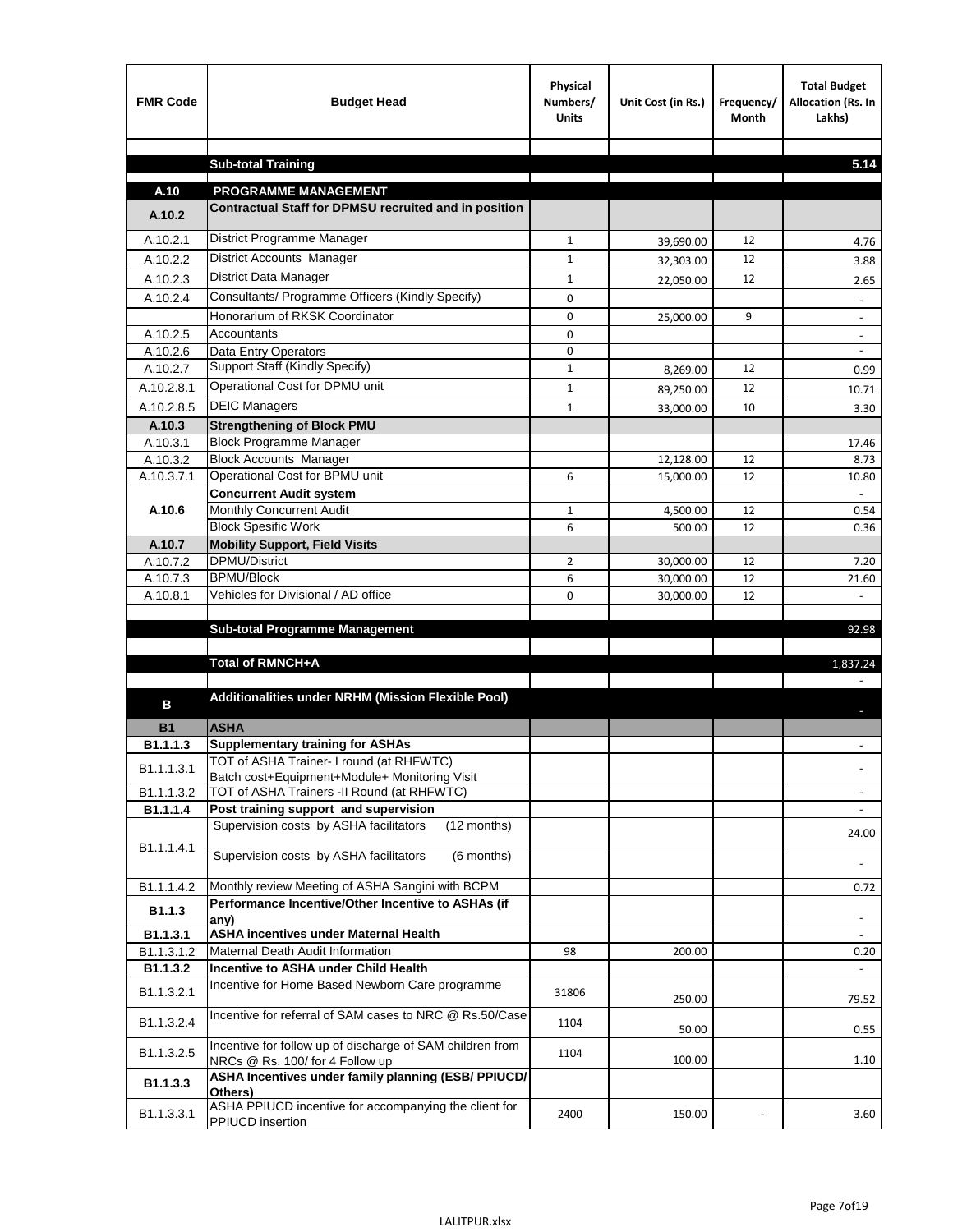| FMR Code | Budget Head | Physical Numbers/ Units | Unit Cost (in Rs.) | Frequency/ Month | Total Budget Allocation (Rs. In Lakhs) |
|---|---|---|---|---|---|
| | | | | | |
| | **Sub-total Training** | | | | **5.14** |
| **A.10** | **PROGRAMME MANAGEMENT** | | | | |
| **A.10.2** | **Contractual Staff for DPMSU recruited and in position** | | | | |
| A.10.2.1 | District Programme Manager | 1 | 39,690.00 | 12 | 4.76 |
| A.10.2.2 | District Accounts Manager | 1 | 32,303.00 | 12 | 3.88 |
| A.10.2.3 | District Data Manager | 1 | 22,050.00 | 12 | 2.65 |
| A.10.2.4 | Consultants/ Programme Officers (Kindly Specify) | 0 | | | - |
| | Honorarium of RKSK Coordinator | 0 | 25,000.00 | 9 | - |
| A.10.2.5 | Accountants | 0 | | | - |
| A.10.2.6 | Data Entry Operators | 0 | | | - |
| A.10.2.7 | Support Staff (Kindly Specify) | 1 | 8,269.00 | 12 | 0.99 |
| A.10.2.8.1 | Operational Cost for DPMU unit | 1 | 89,250.00 | 12 | 10.71 |
| A.10.2.8.5 | DEIC Managers | 1 | 33,000.00 | 10 | 3.30 |
| **A.10.3** | **Strengthening of Block PMU** | | | | |
| A.10.3.1 | Block Programme Manager | | | | 17.46 |
| A.10.3.2 | Block Accounts Manager | | 12,128.00 | 12 | 8.73 |
| A.10.3.7.1 | Operational Cost for BPMU unit | 6 | 15,000.00 | 12 | 10.80 |
| **A.10.6** | **Concurrent Audit system** | | | | - |
| | Monthly Concurrent Audit | 1 | 4,500.00 | 12 | 0.54 |
| | Block Spesific Work | 6 | 500.00 | 12 | 0.36 |
| **A.10.7** | **Mobility Support, Field Visits** | | | | |
| A.10.7.2 | DPMU/District | 2 | 30,000.00 | 12 | 7.20 |
| A.10.7.3 | BPMU/Block | 6 | 30,000.00 | 12 | 21.60 |
| A.10.8.1 | Vehicles for Divisional / AD office | 0 | 30,000.00 | 12 | - |
| | | | | | |
| | **Sub-total Programme Management** | | | | 92.98 |
| | | | | | |
| | **Total of RMNCH+A** | | | | 1,837.24 |
| | | | | | - |
| **B** | **Additionalities under NRHM (Mission Flexible Pool)** | | | | - |
| **B1** | **ASHA** | | | | |
| **B1.1.1.3** | **Supplementary training for ASHAs** | | | | - |
| B1.1.1.3.1 | TOT of ASHA Trainer- I round (at RHFWTC) Batch cost+Equipment+Module+ Monitoring Visit | | | | - |
| B1.1.1.3.2 | TOT of ASHA Trainers -II Round (at RHFWTC) | | | | - |
| **B1.1.1.4** | **Post training support and supervision** | | | | - |
| B1.1.1.4.1 | Supervision costs by ASHA facilitators (12 months) | | | | 24.00 |
| | Supervision costs by ASHA facilitators (6 months) | | | | - |
| B1.1.1.4.2 | Monthly review Meeting of ASHA Sangini with BCPM | | | | 0.72 |
| **B1.1.3** | **Performance Incentive/Other Incentive to ASHAs (if any)** | | | | - |
| **B1.1.3.1** | **ASHA incentives under Maternal Health** | | | | - |
| B1.1.3.1.2 | Maternal Death Audit Information | 98 | 200.00 | | 0.20 |
| **B1.1.3.2** | **Incentive to ASHA under Child Health** | | | | - |
| B1.1.3.2.1 | Incentive for Home Based Newborn Care programme | 31806 | 250.00 | | 79.52 |
| B1.1.3.2.4 | Incentive for referral of SAM cases to NRC @ Rs.50/Case | 1104 | 50.00 | | 0.55 |
| B1.1.3.2.5 | Incentive for follow up of discharge of SAM children from NRCs @ Rs. 100/ for 4 Follow up | 1104 | 100.00 | | 1.10 |
| **B1.1.3.3** | **ASHA Incentives under family planning (ESB/ PPIUCD/ Others)** | | | | |
| B1.1.3.3.1 | ASHA PPIUCD incentive for accompanying the client for PPIUCD insertion | 2400 | 150.00 | - | 3.60 |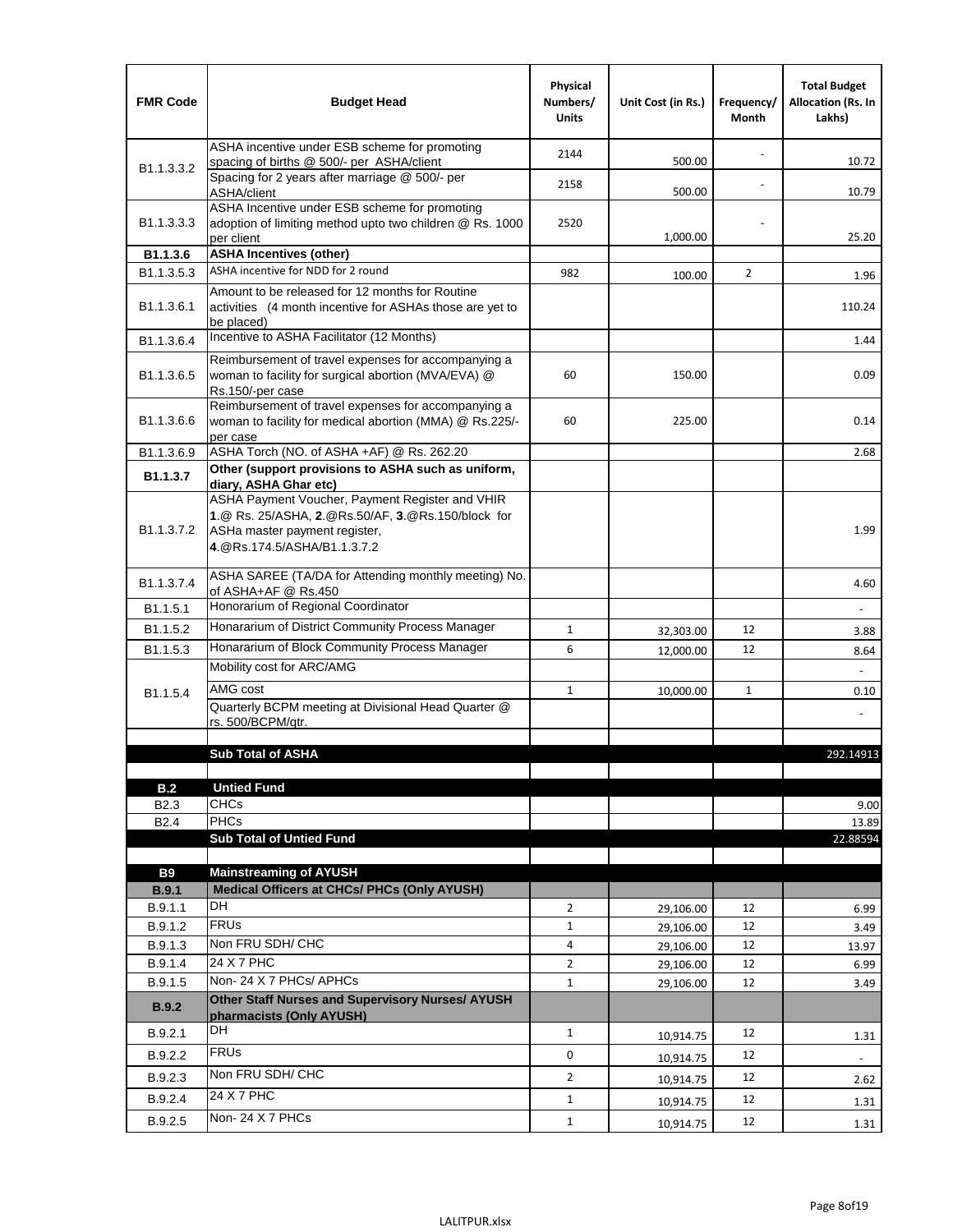| FMR Code | Budget Head | Physical Numbers/ Units | Unit Cost (in Rs.) | Frequency/ Month | Total Budget Allocation (Rs. In Lakhs) |
|---|---|---|---|---|---|
| B1.1.3.3.2 | ASHA incentive under ESB scheme for promoting spacing of births @ 500/- per ASHA/client | 2144 | 500.00 | - | 10.72 |
| | Spacing for 2 years after marriage @ 500/- per ASHA/client | 2158 | 500.00 | - | 10.79 |
| B1.1.3.3.3 | ASHA Incentive under ESB scheme for promoting adoption of limiting method upto two children @ Rs. 1000 per client | 2520 | 1,000.00 | - | 25.20 |
| **B1.1.3.6** | **ASHA Incentives (other)** | | | | |
| B1.1.3.5.3 | ASHA incentive for NDD for 2 round | 982 | 100.00 | 2 | 1.96 |
| B1.1.3.6.1 | Amount to be released for 12 months for Routine activities (4 month incentive for ASHAs those are yet to be placed) | | | | 110.24 |
| B1.1.3.6.4 | Incentive to ASHA Facilitator (12 Months) | | | | 1.44 |
| B1.1.3.6.5 | Reimbursement of travel expenses for accompanying a woman to facility for surgical abortion (MVA/EVA) @ Rs.150/-per case | 60 | 150.00 | | 0.09 |
| B1.1.3.6.6 | Reimbursement of travel expenses for accompanying a woman to facility for medical abortion (MMA) @ Rs.225/- per case | 60 | 225.00 | | 0.14 |
| B1.1.3.6.9 | ASHA Torch (NO. of ASHA +AF) @ Rs. 262.20 | | | | 2.68 |
| **B1.1.3.7** | **Other (support provisions to ASHA such as uniform, diary, ASHA Ghar etc)** | | | | |
| B1.1.3.7.2 | ASHA Payment Voucher, Payment Register and VHIR **1**.@ Rs. 25/ASHA, **2**.@Rs.50/AF, **3**.@Rs.150/block for ASHa master payment register, **4**.@Rs.174.5/ASHA/B1.1.3.7.2 | | | | 1.99 |
| B1.1.3.7.4 | ASHA SAREE (TA/DA for Attending monthly meeting) No. of ASHA+AF @ Rs.450 | | | | 4.60 |
| B1.1.5.1 | Honorarium of Regional Coordinator | | | | - |
| B1.1.5.2 | Honararium of District Community Process Manager | 1 | 32,303.00 | 12 | 3.88 |
| B1.1.5.3 | Honararium of Block Community Process Manager | 6 | 12,000.00 | 12 | 8.64 |
| B1.1.5.4 | Mobility cost for ARC/AMG | | | | - |
| | AMG cost | 1 | 10,000.00 | 1 | 0.10 |
| | Quarterly BCPM meeting at Divisional Head Quarter @ rs. 500/BCPM/qtr. | | | | - |
| | | | | | |
| | **Sub Total of ASHA** | | | | 292.14913 |
| | | | | | |
| **B.2** | **Untied Fund** | | | | |
| B2.3 | CHCs | | | | 9.00 |
| B2.4 | PHCs | | | | 13.89 |
| | **Sub Total of Untied Fund** | | | | 22.88594 |
| | | | | | |
| **B9** | **Mainstreaming of AYUSH** | | | | |
| **B.9.1** | **Medical Officers at CHCs/ PHCs (Only AYUSH)** | | | | |
| B.9.1.1 | DH | 2 | 29,106.00 | 12 | 6.99 |
| B.9.1.2 | FRUs | 1 | 29,106.00 | 12 | 3.49 |
| B.9.1.3 | Non FRU SDH/ CHC | 4 | 29,106.00 | 12 | 13.97 |
| B.9.1.4 | 24 X 7 PHC | 2 | 29,106.00 | 12 | 6.99 |
| B.9.1.5 | Non- 24 X 7 PHCs/ APHCs | 1 | 29,106.00 | 12 | 3.49 |
| **B.9.2** | **Other Staff Nurses and Supervisory Nurses/ AYUSH pharmacists (Only AYUSH)** | | | | |
| B.9.2.1 | DH | 1 | 10,914.75 | 12 | 1.31 |
| B.9.2.2 | FRUs | 0 | 10,914.75 | 12 | - |
| B.9.2.3 | Non FRU SDH/ CHC | 2 | 10,914.75 | 12 | 2.62 |
| B.9.2.4 | 24 X 7 PHC | 1 | 10,914.75 | 12 | 1.31 |
| B.9.2.5 | Non- 24 X 7 PHCs | 1 | 10,914.75 | 12 | 1.31 |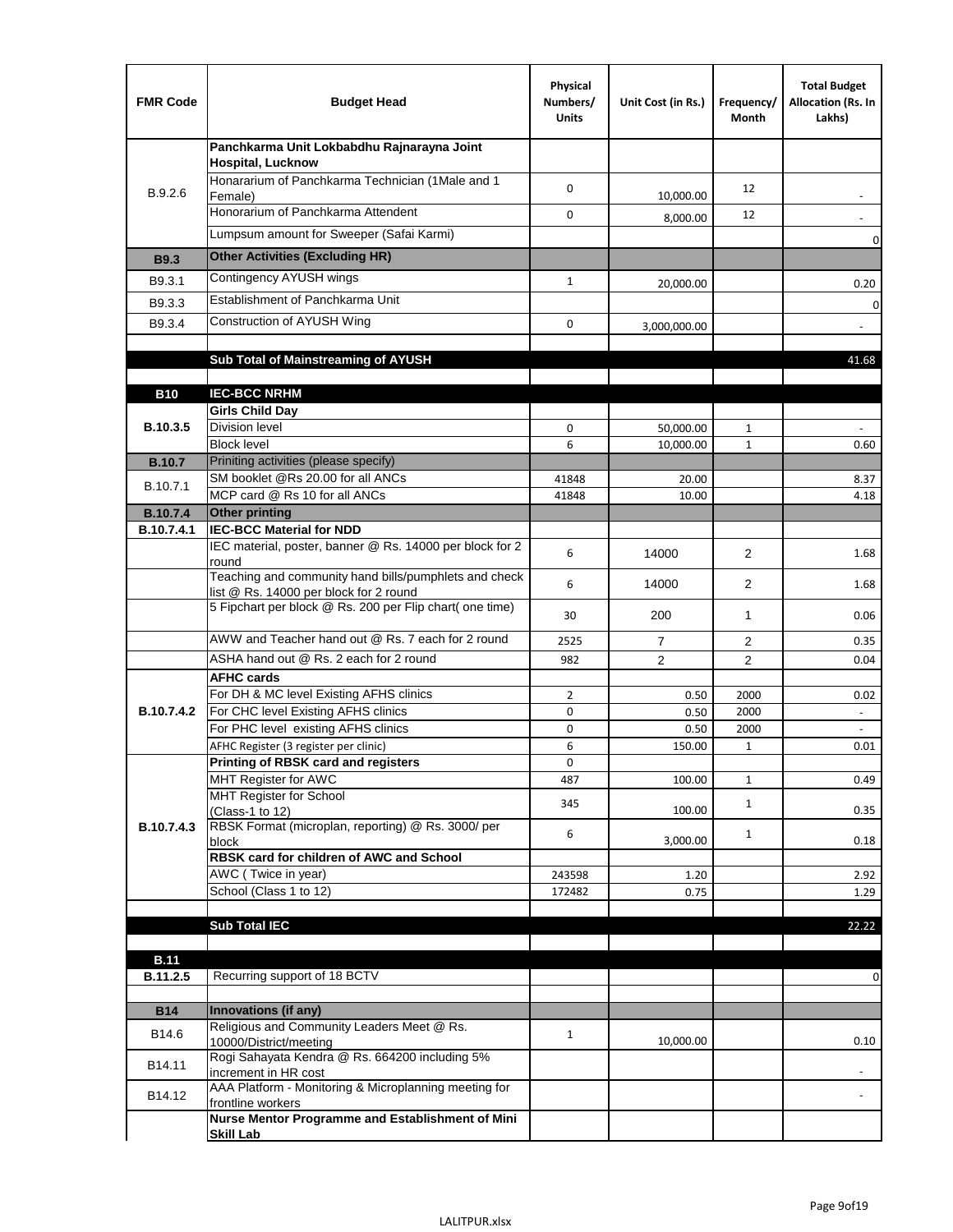| FMR Code | Budget Head | Physical Numbers/ Units | Unit Cost (in Rs.) | Frequency/ Month | Total Budget Allocation (Rs. In Lakhs) |
|---|---|---|---|---|---|
| B.9.2.6 | **Panchkarma Unit Lokbabdhu Rajnarayna Joint Hospital, Lucknow** | | | | |
| | Honararium of Panchkarma Technician (1Male and 1 Female) | 0 | 10,000.00 | 12 | - |
| | Honorarium of Panchkarma Attendent | 0 | 8,000.00 | 12 | - |
| | Lumpsum amount for Sweeper (Safai Karmi) | | | | 0 |
| **B9.3** | **Other Activities (Excluding HR)** | | | | |
| B9.3.1 | Contingency AYUSH wings | 1 | 20,000.00 | | 0.20 |
| B9.3.3 | Establishment of Panchkarma Unit | | | | 0 |
| B9.3.4 | Construction of AYUSH Wing | 0 | 3,000,000.00 | | - |
| | | | | | |
| | **Sub Total of Mainstreaming of AYUSH** | | | | 41.68 |
| | | | | | |
| **B10** | **IEC-BCC NRHM** | | | | |
| **B.10.3.5** | **Girls Child Day** | | | | |
| | Division level | 0 | 50,000.00 | 1 | - |
| | Block level | 6 | 10,000.00 | 1 | 0.60 |
| **B.10.7** | Priniting activities (please specify) | | | | |
| B.10.7.1 | SM booklet @Rs 20.00 for all ANCs | 41848 | 20.00 | | 8.37 |
| | MCP card @ Rs 10 for all ANCs | 41848 | 10.00 | | 4.18 |
| **B.10.7.4** | **Other printing** | | | | |
| **B.10.7.4.1** | **IEC-BCC Material for NDD** | | | | |
| | IEC material, poster, banner @ Rs. 14000 per block for 2 round | 6 | 14000 | 2 | 1.68 |
| | Teaching and community hand bills/pumphlets and check list @ Rs. 14000 per block for 2 round | 6 | 14000 | 2 | 1.68 |
| | 5 Fipchart per block @ Rs. 200 per Flip chart( one time) | 30 | 200 | 1 | 0.06 |
| | AWW and Teacher hand out @ Rs. 7 each for 2 round | 2525 | 7 | 2 | 0.35 |
| | ASHA hand out @ Rs. 2 each for 2 round | 982 | 2 | 2 | 0.04 |
| **B.10.7.4.2** | **AFHC cards** | | | | |
| | For DH & MC level Existing AFHS clinics | 2 | 0.50 | 2000 | 0.02 |
| | For CHC level Existing AFHS clinics | 0 | 0.50 | 2000 | - |
| | For PHC level existing AFHS clinics | 0 | 0.50 | 2000 | - |
| | AFHC Register (3 register per clinic) | 6 | 150.00 | 1 | 0.01 |
| **B.10.7.4.3** | **Printing of RBSK card and registers** | 0 | | | |
| | MHT Register for AWC | 487 | 100.00 | 1 | 0.49 |
| | MHT Register for School (Class-1 to 12) | 345 | 100.00 | 1 | 0.35 |
| | RBSK Format (microplan, reporting) @ Rs. 3000/ per block | 6 | 3,000.00 | 1 | 0.18 |
| | **RBSK card for children of AWC and School** | | | | |
| | AWC ( Twice in year) | 243598 | 1.20 | | 2.92 |
| | School (Class 1 to 12) | 172482 | 0.75 | | 1.29 |
| | | | | | |
| | **Sub Total IEC** | | | | 22.22 |
| | | | | | |
| **B.11** | | | | | |
| **B.11.2.5** | Recurring support of 18 BCTV | | | | 0 |
| | | | | | |
| **B14** | **Innovations (if any)** | | | | |
| B14.6 | Religious and Community Leaders Meet @ Rs. 10000/District/meeting | 1 | 10,000.00 | | 0.10 |
| B14.11 | Rogi Sahayata Kendra @ Rs. 664200 including 5% increment in HR cost | | | | - |
| B14.12 | AAA Platform - Monitoring & Microplanning meeting for frontline workers | | | | - |
| | **Nurse Mentor Programme and Establishment of Mini Skill Lab** | | | | |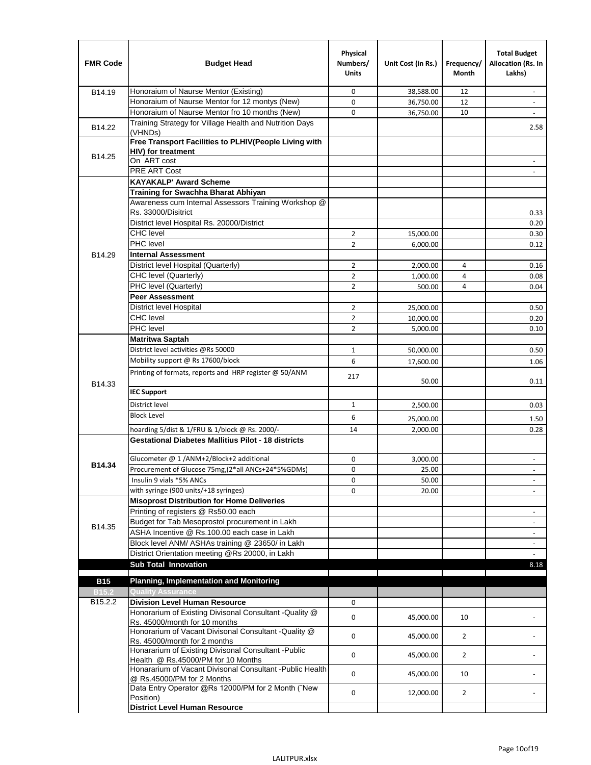| FMR Code | Budget Head | Physical Numbers/ Units | Unit Cost (in Rs.) | Frequency/ Month | Total Budget Allocation (Rs. In Lakhs) |
|---|---|---|---|---|---|
| B14.19 | Honoraium of Naurse Mentor (Existing) | 0 | 38,588.00 | 12 | - |
| | Honoraium of Naurse Mentor for 12 montys (New) | 0 | 36,750.00 | 12 | - |
| | Honoraium of Naurse Mentor fro 10 months (New) | 0 | 36,750.00 | 10 | - |
| B14.22 | Training Strategy for Village Health and Nutrition Days (VHNDs) | | | | 2.58 |
| B14.25 | **Free Transport Facilities to PLHIV(People Living with HIV) for treatment** | | | | |
| | On ART cost | | | | - |
| | PRE ART Cost | | | | - |
| B14.29 | **KAYAKALP' Award Scheme** | | | | |
| | **Training for Swachha Bharat Abhiyan** | | | | |
| | Awareness cum Internal Assessors Training Workshop @ Rs. 33000/Disitrict | | | | 0.33 |
| | District level Hospital Rs. 20000/District | | | | 0.20 |
| | CHC level | 2 | 15,000.00 | | 0.30 |
| | PHC level | 2 | 6,000.00 | | 0.12 |
| | **Internal Assessment** | | | | |
| | District level Hospital (Quarterly) | 2 | 2,000.00 | 4 | 0.16 |
| | CHC level (Quarterly) | 2 | 1,000.00 | 4 | 0.08 |
| | PHC level (Quarterly) | 2 | 500.00 | 4 | 0.04 |
| | **Peer Assessment** | | | | |
| | District level Hospital | 2 | 25,000.00 | | 0.50 |
| | CHC level | 2 | 10,000.00 | | 0.20 |
| | PHC level | 2 | 5,000.00 | | 0.10 |
| B14.33 | **Matritwa Saptah** | | | | |
| | District level activities @Rs 50000 | 1 | 50,000.00 | | 0.50 |
| | Mobility support @ Rs 17600/block | 6 | 17,600.00 | | 1.06 |
| | Printing of formats, reports and HRP register @ 50/ANM | 217 | 50.00 | | 0.11 |
| | **IEC Support** | | | | |
| | District level | 1 | 2,500.00 | | 0.03 |
| | Block Level | 6 | 25,000.00 | | 1.50 |
| | hoarding 5/dist & 1/FRU & 1/block @ Rs. 2000/- | 14 | 2,000.00 | | 0.28 |
| **B14.34** | **Gestational Diabetes Mallitius Pilot - 18 districts** | | | | |
| | Glucometer @ 1 /ANM+2/Block+2 additional | 0 | 3,000.00 | | - |
| | Procurement of Glucose 75mg,(2*all ANCs+24*5%GDMs) | 0 | 25.00 | | - |
| | Insulin 9 vials *5% ANCs | 0 | 50.00 | | - |
| | with syringe (900 units/+18 syringes) | 0 | 20.00 | | - |
| B14.35 | **Misoprost Distribution for Home Deliveries** | | | | |
| | Printing of registers @ Rs50.00 each | | | | - |
| | Budget for Tab Mesoprostol procurement in Lakh | | | | - |
| | ASHA Incentive @ Rs.100.00 each case in Lakh | | | | - |
| | Block level ANM/ ASHAs training @ 23650/ in Lakh | | | | - |
| | District Orientation meeting @Rs 20000, in Lakh | | | | - |
| | **Sub Total Innovation** | | | | 8.18 |
| **B15** | **Planning, Implementation and Monitoring** | | | | |
| **B15.2** | **Quality Assurance** | | | | |
| B15.2.2 | **Division Level Human Resource** | 0 | | | |
| | Honorarium of Existing Divisonal Consultant -Quality @ Rs. 45000/month for 10 months | 0 | 45,000.00 | 10 | - |
| | Honorarium of Vacant Divisonal Consultant -Quality @ Rs. 45000/month for 2 months | 0 | 45,000.00 | 2 | - |
| | Honararium of Existing Divisonal Consultant -Public Health @ Rs.45000/PM for 10 Months | 0 | 45,000.00 | 2 | - |
| | Honararium of Vacant Divisonal Consultant -Public Health @ Rs.45000/PM for 2 Months | 0 | 45,000.00 | 10 | - |
| | Data Entry Operator @Rs 12000/PM for 2 Month ("New Position) | 0 | 12,000.00 | 2 | - |
| | **District Level Human Resource** | | | | |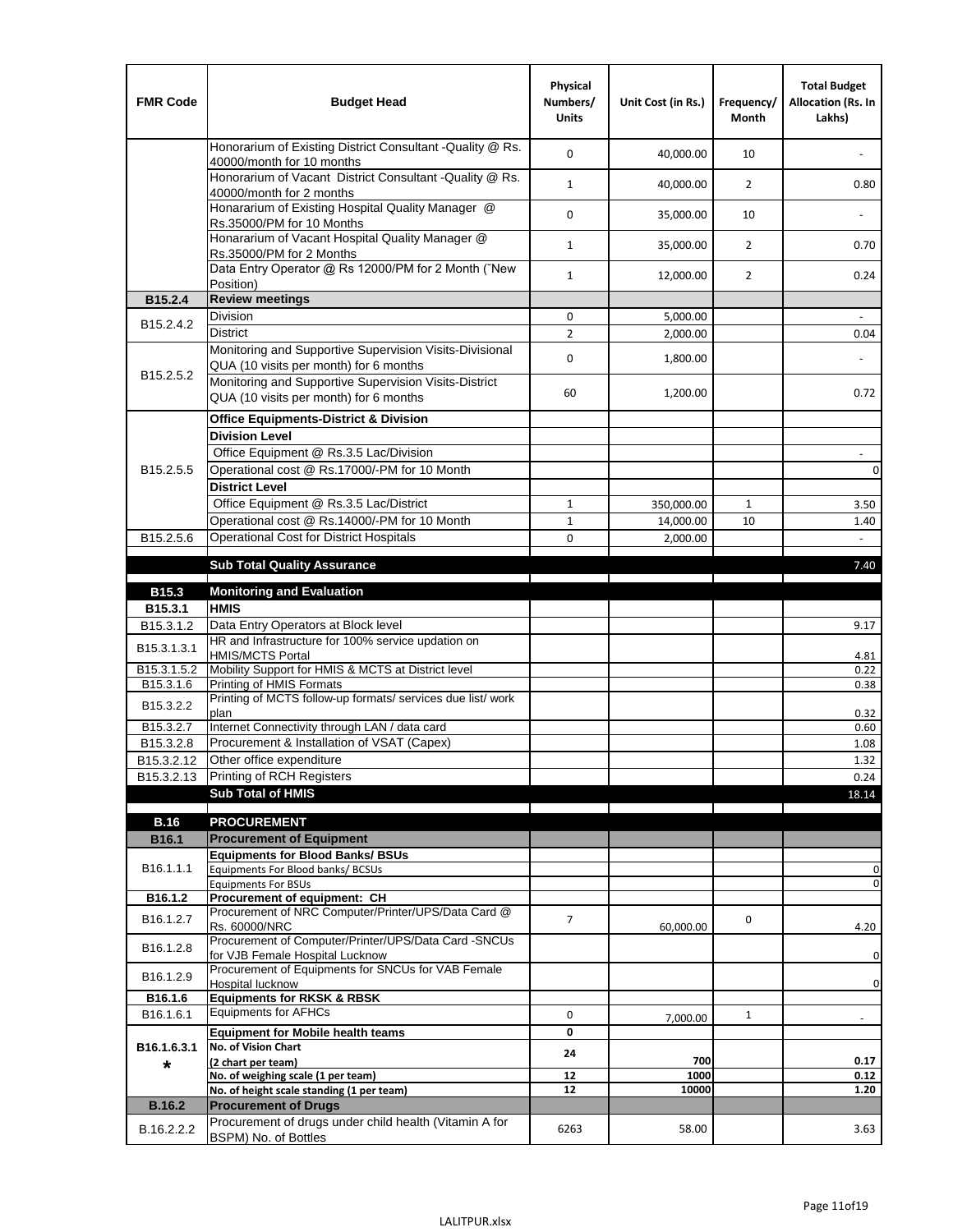| FMR Code | Budget Head | Physical Numbers/ Units | Unit Cost (in Rs.) | Frequency/ Month | Total Budget Allocation (Rs. In Lakhs) |
|---|---|---|---|---|---|
| | Honorarium of Existing District Consultant -Quality @ Rs. 40000/month for 10 months | 0 | 40,000.00 | 10 | - |
| | Honorarium of Vacant District Consultant -Quality @ Rs. 40000/month for 2 months | 1 | 40,000.00 | 2 | 0.80 |
| | Honararium of Existing Hospital Quality Manager @ Rs.35000/PM for 10 Months | 0 | 35,000.00 | 10 | - |
| | Honararium of Vacant Hospital Quality Manager @ Rs.35000/PM for 2 Months | 1 | 35,000.00 | 2 | 0.70 |
| | Data Entry Operator @ Rs 12000/PM for 2 Month (˜New Position) | 1 | 12,000.00 | 2 | 0.24 |
| **B15.2.4** | **Review meetings** | | | | |
| B15.2.4.2 | Division | 0 | 5,000.00 | | - |
| | District | 2 | 2,000.00 | | 0.04 |
| B15.2.5.2 | Monitoring and Supportive Supervision Visits-Divisional QUA (10 visits per month) for 6 months | 0 | 1,800.00 | | - |
| | Monitoring and Supportive Supervision Visits-District QUA (10 visits per month) for 6 months | 60 | 1,200.00 | | 0.72 |
| B15.2.5.5 | **Office Equipments-District & Division** | | | | |
| | **Division Level** | | | | |
| | Office Equipment @ Rs.3.5 Lac/Division | | | | - |
| | Operational cost @ Rs.17000/-PM for 10 Month | | | | 0 |
| | **District Level** | | | | |
| | Office Equipment @ Rs.3.5 Lac/District | 1 | 350,000.00 | 1 | 3.50 |
| | Operational cost @ Rs.14000/-PM for 10 Month | 1 | 14,000.00 | 10 | 1.40 |
| B15.2.5.6 | Operational Cost for District Hospitals | 0 | 2,000.00 | | - |
| | **Sub Total Quality Assurance** | | | | 7.40 |
| **B15.3** | **Monitoring and Evaluation** | | | | |
| **B15.3.1** | **HMIS** | | | | |
| B15.3.1.2 | Data Entry Operators at Block level | | | | 9.17 |
| B15.3.1.3.1 | HR and Infrastructure for 100% service updation on HMIS/MCTS Portal | | | | 4.81 |
| B15.3.1.5.2 | Mobility Support for HMIS & MCTS at District level | | | | 0.22 |
| B15.3.1.6 | Printing of HMIS Formats | | | | 0.38 |
| B15.3.2.2 | Printing of MCTS follow-up formats/ services due list/ work plan | | | | 0.32 |
| B15.3.2.7 | Internet Connectivity through LAN / data card | | | | 0.60 |
| B15.3.2.8 | Procurement & Installation of VSAT (Capex) | | | | 1.08 |
| B15.3.2.12 | Other office expenditure | | | | 1.32 |
| B15.3.2.13 | Printing of RCH Registers | | | | 0.24 |
| | **Sub Total of HMIS** | | | | 18.14 |
| **B.16** | **PROCUREMENT** | | | | |
| **B16.1** | **Procurement of Equipment** | | | | |
| B16.1.1.1 | **Equipments for Blood Banks/ BSUs** | | | | |
| | Equipments For Blood banks/ BCSUs | | | | 0 |
| | Equipments For BSUs | | | | 0 |
| **B16.1.2** | **Procurement of equipment: CH** | | | | |
| B16.1.2.7 | Procurement of NRC Computer/Printer/UPS/Data Card @ Rs. 60000/NRC | 7 | 60,000.00 | 0 | 4.20 |
| B16.1.2.8 | Procurement of Computer/Printer/UPS/Data Card -SNCUs for VJB Female Hospital Lucknow | | | | 0 |
| B16.1.2.9 | Procurement of Equipments for SNCUs for VAB Female Hospital lucknow | | | | 0 |
| **B16.1.6** | **Equipments for RKSK & RBSK** | | | | |
| B16.1.6.1 | Equipments for AFHCs | 0 | 7,000.00 | 1 | - |
| **B16.1.6.3.1 *** | **Equipment for Mobile health teams** | **0** | | | |
| | **No. of Vision Chart (2 chart per team)** | **24** | **700** | | **0.17** |
| | **No. of weighing scale (1 per team)** | **12** | **1000** | | **0.12** |
| | **No. of height scale standing (1 per team)** | **12** | **10000** | | **1.20** |
| **B.16.2** | **Procurement of Drugs** | | | | |
| B.16.2.2.2 | Procurement of drugs under child health (Vitamin A for BSPM) No. of Bottles | 6263 | 58.00 | | 3.63 |

LALITPUR.xlsx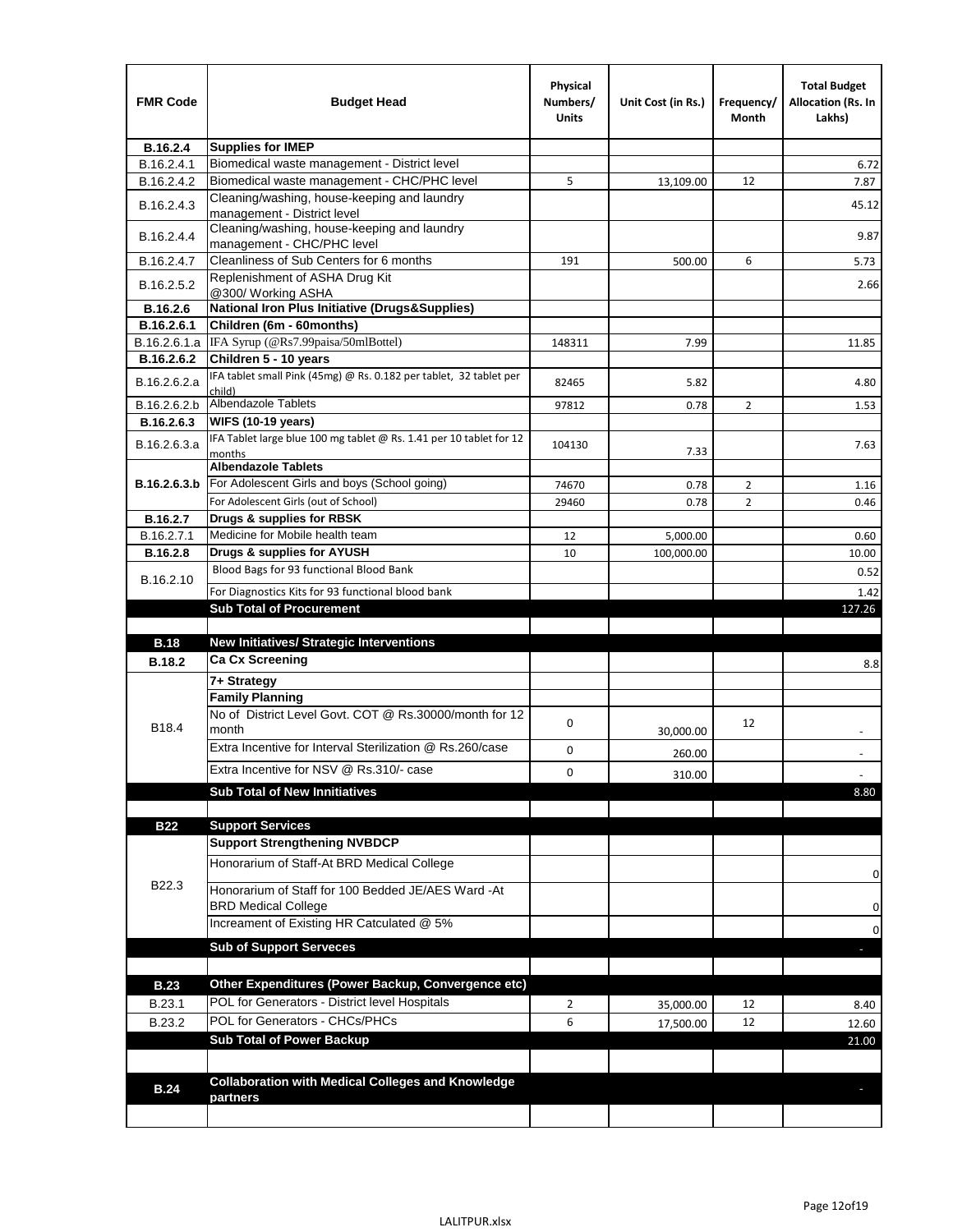| FMR Code | Budget Head | Physical Numbers/ Units | Unit Cost (in Rs.) | Frequency/ Month | Total Budget Allocation (Rs. In Lakhs) |
|---|---|---|---|---|---|
| **B.16.2.4** | **Supplies for IMEP** | | | | |
| B.16.2.4.1 | Biomedical waste management - District level | | | | 6.72 |
| B.16.2.4.2 | Biomedical waste management - CHC/PHC level | 5 | 13,109.00 | 12 | 7.87 |
| B.16.2.4.3 | Cleaning/washing, house-keeping and laundry management - District level | | | | 45.12 |
| B.16.2.4.4 | Cleaning/washing, house-keeping and laundry management - CHC/PHC level | | | | 9.87 |
| B.16.2.4.7 | Cleanliness of Sub Centers for 6 months | 191 | 500.00 | 6 | 5.73 |
| B.16.2.5.2 | Replenishment of ASHA Drug Kit @300/ Working ASHA | | | | 2.66 |
| **B.16.2.6** | **National Iron Plus Initiative (Drugs&Supplies)** | | | | |
| **B.16.2.6.1** | **Children (6m - 60months)** | | | | |
| B.16.2.6.1.a | IFA Syrup (@Rs7.99paisa/50mlBottel) | 148311 | 7.99 | | 11.85 |
| **B.16.2.6.2** | **Children 5 - 10 years** | | | | |
| B.16.2.6.2.a | IFA tablet small Pink (45mg) @ Rs. 0.182 per tablet, 32 tablet per child) | 82465 | 5.82 | | 4.80 |
| B.16.2.6.2.b | Albendazole Tablets | 97812 | 0.78 | 2 | 1.53 |
| **B.16.2.6.3** | **WIFS (10-19 years)** | | | | |
| B.16.2.6.3.a | IFA Tablet large blue 100 mg tablet @ Rs. 1.41 per 10 tablet for 12 months | 104130 | 7.33 | | 7.63 |
| **B.16.2.6.3.b** | **Albendazole Tablets** | | | | |
| | For Adolescent Girls and boys (School going) | 74670 | 0.78 | 2 | 1.16 |
| | For Adolescent Girls (out of School) | 29460 | 0.78 | 2 | 0.46 |
| **B.16.2.7** | **Drugs & supplies for RBSK** | | | | |
| B.16.2.7.1 | Medicine for Mobile health team | 12 | 5,000.00 | | 0.60 |
| **B.16.2.8** | **Drugs & supplies for AYUSH** | 10 | 100,000.00 | | 10.00 |
| B.16.2.10 | Blood Bags for 93 functional Blood Bank | | | | 0.52 |
| | For Diagnostics Kits for 93 functional blood bank | | | | 1.42 |
| | **Sub Total of Procurement** | | | | 127.26 |
| | | | | | |
| **B.18** | **New Initiatives/ Strategic Interventions** | | | | |
| **B.18.2** | **Ca Cx Screening** | | | | 8.8 |
| B18.4 | **7+ Strategy** | | | | |
| | **Family Planning** | | | | |
| | No of District Level Govt. COT @ Rs.30000/month for 12 month | 0 | 30,000.00 | 12 | - |
| | Extra Incentive for Interval Sterilization @ Rs.260/case | 0 | 260.00 | | - |
| | Extra Incentive for NSV @ Rs.310/- case | 0 | 310.00 | | - |
| | **Sub Total of New Innitiatives** | | | | 8.80 |
| | | | | | |
| **B22** | **Support Services** | | | | |
| B22.3 | **Support Strengthening NVBDCP** | | | | |
| | Honorarium of Staff-At BRD Medical College | | | | 0 |
| | Honorarium of Staff for 100 Bedded JE/AES Ward -At BRD Medical College | | | | 0 |
| | Increament of Existing HR Catculated @ 5% | | | | 0 |
| | **Sub of Support Serveces** | | | | - |
| | | | | | |
| **B.23** | **Other Expenditures (Power Backup, Convergence etc)** | | | | |
| B.23.1 | POL for Generators - District level Hospitals | 2 | 35,000.00 | 12 | 8.40 |
| B.23.2 | POL for Generators - CHCs/PHCs | 6 | 17,500.00 | 12 | 12.60 |
| | **Sub Total of Power Backup** | | | | 21.00 |
| | | | | | |
| **B.24** | **Collaboration with Medical Colleges and Knowledge partners** | | | | - |
| | | | | | |

LALITPUR.xlsx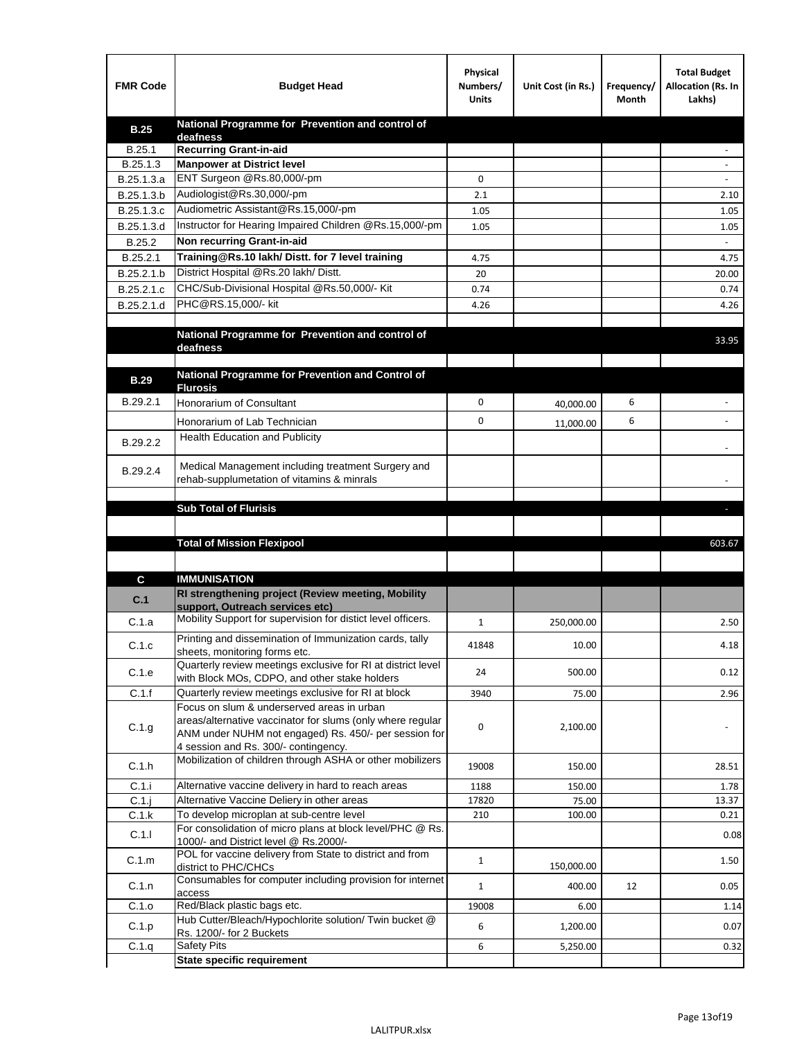| FMR Code | Budget Head | Physical Numbers/ Units | Unit Cost (in Rs.) | Frequency/ Month | Total Budget Allocation (Rs. In Lakhs) |
|---|---|---|---|---|---|
| **B.25** | **National Programme for Prevention and control of deafness** | | | | |
| B.25.1 | **Recurring Grant-in-aid** | | | | - |
| B.25.1.3 | **Manpower at District level** | | | | - |
| B.25.1.3.a | ENT Surgeon @Rs.80,000/-pm | 0 | | | - |
| B.25.1.3.b | Audiologist@Rs.30,000/-pm | 2.1 | | | 2.10 |
| B.25.1.3.c | Audiometric Assistant@Rs.15,000/-pm | 1.05 | | | 1.05 |
| B.25.1.3.d | Instructor for Hearing Impaired Children @Rs.15,000/-pm | 1.05 | | | 1.05 |
| B.25.2 | **Non recurring Grant-in-aid** | | | | - |
| B.25.2.1 | **Training@Rs.10 lakh/ Distt. for 7 level training** | 4.75 | | | 4.75 |
| B.25.2.1.b | District Hospital @Rs.20 lakh/ Distt. | 20 | | | 20.00 |
| B.25.2.1.c | CHC/Sub-Divisional Hospital @Rs.50,000/- Kit | 0.74 | | | 0.74 |
| B.25.2.1.d | PHC@RS.15,000/- kit | 4.26 | | | 4.26 |
| | | | | | |
| | **National Programme for Prevention and control of deafness** | | | | 33.95 |
| | | | | | |
| **B.29** | **National Programme for Prevention and Control of Flurosis** | | | | |
| B.29.2.1 | Honorarium of Consultant | 0 | 40,000.00 | 6 | - |
| | Honorarium of Lab Technician | 0 | 11,000.00 | 6 | - |
| B.29.2.2 | Health Education and Publicity | | | | - |
| B.29.2.4 | Medical Management including treatment Surgery and rehab-supplumetation of vitamins & minrals | | | | - |
| | | | | | |
| | **Sub Total of Flurisis** | | | | - |
| | | | | | |
| | **Total of Mission Flexipool** | | | | 603.67 |
| | | | | | |
| **C** | **IMMUNISATION** | | | | |
| **C.1** | **RI strengthening project (Review meeting, Mobility support, Outreach services etc)** | | | | |
| C.1.a | Mobility Support for supervision for distict level officers. | 1 | 250,000.00 | | 2.50 |
| C.1.c | Printing and dissemination of Immunization cards, tally sheets, monitoring forms etc. | 41848 | 10.00 | | 4.18 |
| C.1.e | Quarterly review meetings exclusive for RI at district level with Block MOs, CDPO, and other stake holders | 24 | 500.00 | | 0.12 |
| C.1.f | Quarterly review meetings exclusive for RI at block | 3940 | 75.00 | | 2.96 |
| C.1.g | Focus on slum & underserved areas in urban areas/alternative vaccinator for slums (only where regular ANM under NUHM not engaged) Rs. 450/- per session for 4 session and Rs. 300/- contingency. | 0 | 2,100.00 | | - |
| C.1.h | Mobilization of children through ASHA or other mobilizers | 19008 | 150.00 | | 28.51 |
| C.1.i | Alternative vaccine delivery in hard to reach areas | 1188 | 150.00 | | 1.78 |
| C.1.j | Alternative Vaccine Deliery in other areas | 17820 | 75.00 | | 13.37 |
| C.1.k | To develop microplan at sub-centre level | 210 | 100.00 | | 0.21 |
| C.1.l | For consolidation of micro plans at block level/PHC @ Rs. 1000/- and District level @ Rs.2000/- | | | | 0.08 |
| C.1.m | POL for vaccine delivery from State to district and from district to PHC/CHCs | 1 | 150,000.00 | | 1.50 |
| C.1.n | Consumables for computer including provision for internet access | 1 | 400.00 | 12 | 0.05 |
| C.1.o | Red/Black plastic bags etc. | 19008 | 6.00 | | 1.14 |
| C.1.p | Hub Cutter/Bleach/Hypochlorite solution/ Twin bucket @ Rs. 1200/- for 2 Buckets | 6 | 1,200.00 | | 0.07 |
| C.1.q | Safety Pits | 6 | 5,250.00 | | 0.32 |
| | **State specific requirement** | | | | |

LALITPUR.xlsx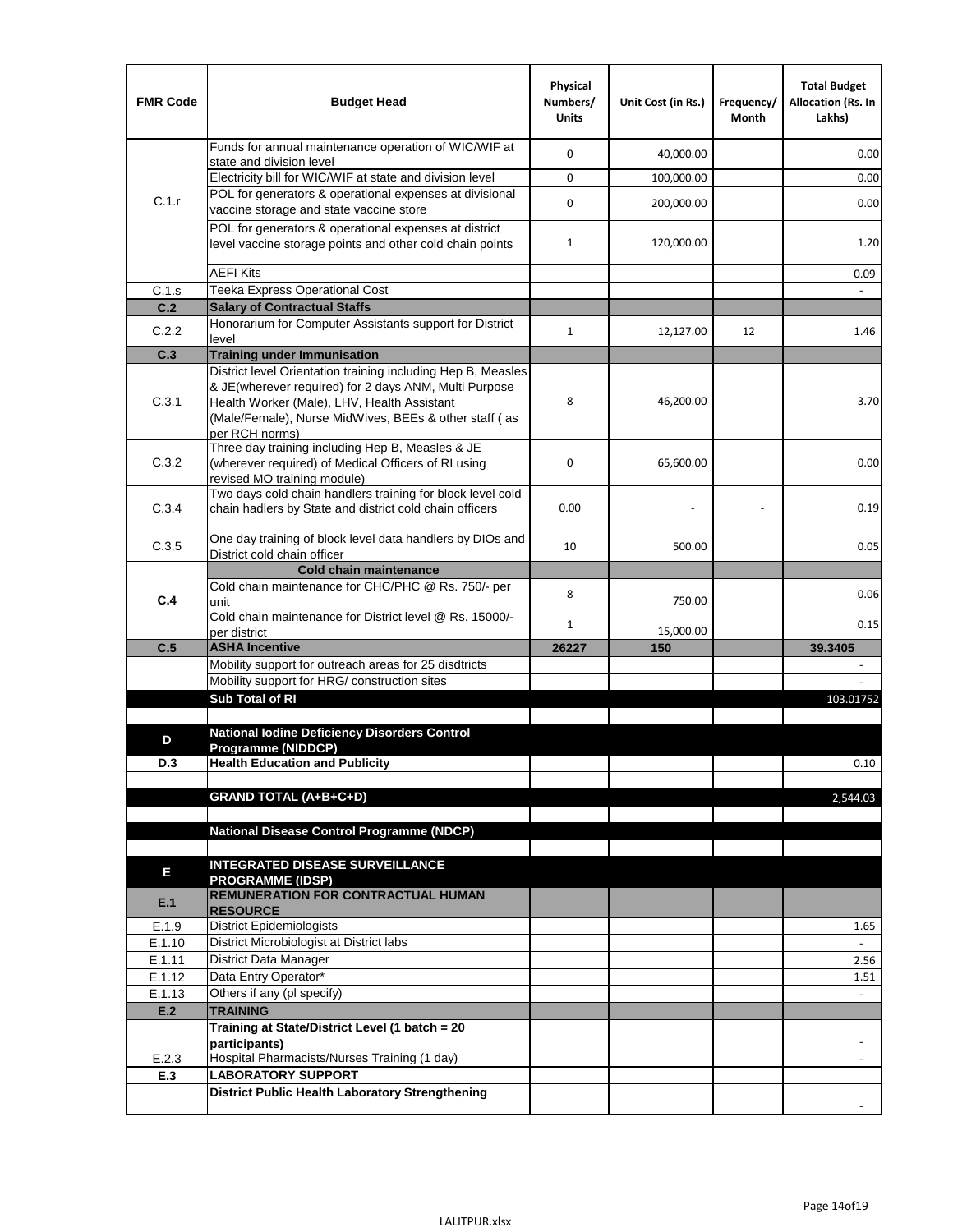| FMR Code | Budget Head | Physical Numbers/ Units | Unit Cost (in Rs.) | Frequency/ Month | Total Budget Allocation (Rs. In Lakhs) |
|---|---|---|---|---|---|
| C.1.r | Funds for annual maintenance operation of WIC/WIF at state and division level | 0 | 40,000.00 | | 0.00 |
| | Electricity bill for WIC/WIF at state and division level | 0 | 100,000.00 | | 0.00 |
| | POL for generators & operational expenses at divisional vaccine storage and state vaccine store | 0 | 200,000.00 | | 0.00 |
| | POL for generators & operational expenses at district level vaccine storage points and other cold chain points | 1 | 120,000.00 | | 1.20 |
| | AEFI Kits | | | | 0.09 |
| C.1.s | Teeka Express Operational Cost | | | | - |
| **C.2** | **Salary of Contractual Staffs** | | | | |
| C.2.2 | Honorarium for Computer Assistants support for District level | 1 | 12,127.00 | 12 | 1.46 |
| **C.3** | **Training under Immunisation** | | | | |
| C.3.1 | District level Orientation training including Hep B, Measles & JE(wherever required) for 2 days ANM, Multi Purpose Health Worker (Male), LHV, Health Assistant (Male/Female), Nurse MidWives, BEEs & other staff ( as per RCH norms) | 8 | 46,200.00 | | 3.70 |
| C.3.2 | Three day training including Hep B, Measles & JE (wherever required) of Medical Officers of RI using revised MO training module) | 0 | 65,600.00 | | 0.00 |
| C.3.4 | Two days cold chain handlers training for block level cold chain hadlers by State and district cold chain officers | 0.00 | - | - | 0.19 |
| C.3.5 | One day training of block level data handlers by DIOs and District cold chain officer | 10 | 500.00 | | 0.05 |
| **C.4** | **Cold chain maintenance** | | | | |
| | Cold chain maintenance for CHC/PHC @ Rs. 750/- per unit | 8 | 750.00 | | 0.06 |
| | Cold chain maintenance for District level @ Rs. 15000/- per district | 1 | 15,000.00 | | 0.15 |
| **C.5** | **ASHA Incentive** | **26227** | **150** | | **39.3405** |
| | Mobility support for outreach areas for 25 disdtricts | | | | - |
| | Mobility support for HRG/ construction sites | | | | - |
| | **Sub Total of RI** | | | | 103.01752 |
| | | | | | |
| **D** | **National Iodine Deficiency Disorders Control Programme (NIDDCP)** | | | | |
| **D.3** | **Health Education and Publicity** | | | | 0.10 |
| | | | | | |
| | **GRAND TOTAL (A+B+C+D)** | | | | 2,544.03 |
| | | | | | |
| | **National Disease Control Programme (NDCP)** | | | | |
| | | | | | |
| **E** | **INTEGRATED DISEASE SURVEILLANCE PROGRAMME (IDSP)** | | | | |
| **E.1** | **REMUNERATION FOR CONTRACTUAL HUMAN RESOURCE** | | | | |
| E.1.9 | District Epidemiologists | | | | 1.65 |
| E.1.10 | District Microbiologist at District labs | | | | - |
| E.1.11 | District Data Manager | | | | 2.56 |
| E.1.12 | Data Entry Operator* | | | | 1.51 |
| E.1.13 | Others if any (pl specify) | | | | - |
| **E.2** | **TRAINING** | | | | |
| | **Training at State/District Level (1 batch = 20 participants)** | | | | - |
| E.2.3 | Hospital Pharmacists/Nurses Training (1 day) | | | | - |
| **E.3** | **LABORATORY SUPPORT** | | | | |
| | **District Public Health Laboratory Strengthening** | | | | - |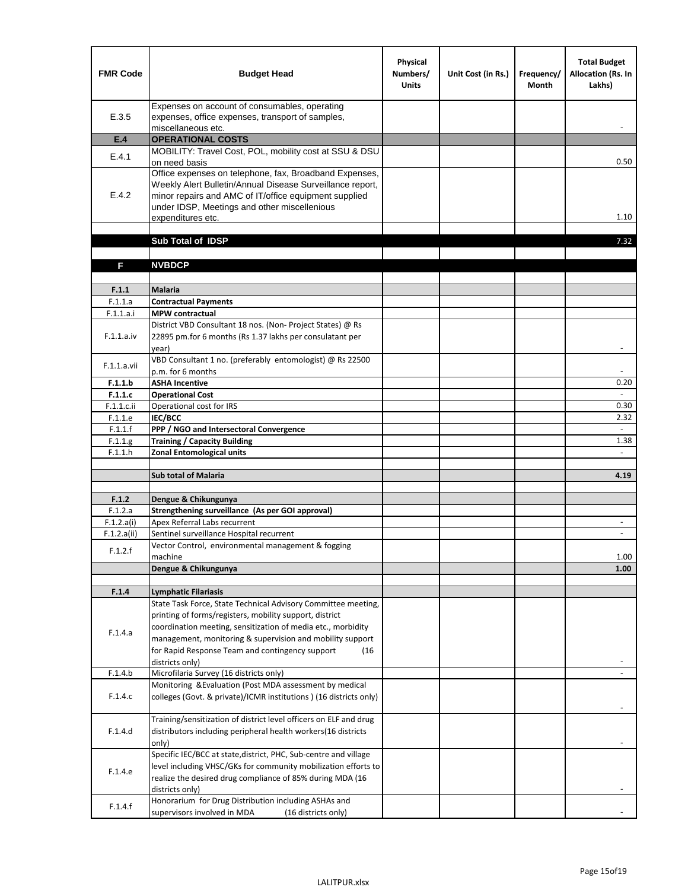| FMR Code | Budget Head | Physical Numbers/ Units | Unit Cost (in Rs.) | Frequency/ Month | Total Budget Allocation (Rs. In Lakhs) |
|---|---|---|---|---|---|
| E.3.5 | Expenses on account of consumables, operating expenses, office expenses, transport of samples, miscellaneous etc. | | | | - |
| **E.4** | **OPERATIONAL COSTS** | | | | |
| E.4.1 | MOBILITY: Travel Cost, POL, mobility cost at SSU & DSU on need basis | | | | 0.50 |
| E.4.2 | Office expenses on telephone, fax, Broadband Expenses, Weekly Alert Bulletin/Annual Disease Surveillance report, minor repairs and AMC of IT/office equipment supplied under IDSP, Meetings and other miscellenious expenditures etc. | | | | 1.10 |
| | | | | | |
| | **Sub Total of IDSP** | | | | 7.32 |
| | | | | | |
| **F** | **NVBDCP** | | | | |
| | | | | | |
| **F.1.1** | **Malaria** | | | | |
| F.1.1.a | **Contractual Payments** | | | | |
| F.1.1.a.i | **MPW contractual** | | | | |
| F.1.1.a.iv | District VBD Consultant 18 nos. (Non- Project States) @ Rs 22895 pm.for 6 months (Rs 1.37 lakhs per consulatant per year) | | | | - |
| F.1.1.a.vii | VBD Consultant 1 no. (preferably entomologist) @ Rs 22500 p.m. for 6 months | | | | - |
| **F.1.1.b** | **ASHA Incentive** | | | | 0.20 |
| **F.1.1.c** | **Operational Cost** | | | | - |
| F.1.1.c.ii | Operational cost for IRS | | | | 0.30 |
| F.1.1.e | **IEC/BCC** | | | | 2.32 |
| F.1.1.f | **PPP / NGO and Intersectoral Convergence** | | | | - |
| F.1.1.g | **Training / Capacity Building** | | | | 1.38 |
| F.1.1.h | **Zonal Entomological units** | | | | - |
| | | | | | |
| | **Sub total of Malaria** | | | | **4.19** |
| | | | | | |
| **F.1.2** | **Dengue & Chikungunya** | | | | |
| F.1.2.a | **Strengthening surveillance (As per GOI approval)** | | | | |
| F.1.2.a(i) | Apex Referral Labs recurrent | | | | - |
| F.1.2.a(ii) | Sentinel surveillance Hospital recurrent | | | | - |
| F.1.2.f | Vector Control, environmental management & fogging machine | | | | 1.00 |
| | **Dengue & Chikungunya** | | | | **1.00** |
| | | | | | |
| **F.1.4** | **Lymphatic Filariasis** | | | | |
| F.1.4.a | State Task Force, State Technical Advisory Committee meeting, printing of forms/registers, mobility support, district coordination meeting, sensitization of media etc., morbidity management, monitoring & supervision and mobility support for Rapid Response Team and contingency support (16 districts only) | | | | - |
| F.1.4.b | Microfilaria Survey (16 districts only) | | | | - |
| F.1.4.c | Monitoring &Evaluation (Post MDA assessment by medical colleges (Govt. & private)/ICMR institutions ) (16 districts only) | | | | - |
| F.1.4.d | Training/sensitization of district level officers on ELF and drug distributors including peripheral health workers(16 districts only) | | | | - |
| F.1.4.e | Specific IEC/BCC at state,district, PHC, Sub-centre and village level including VHSC/GKs for community mobilization efforts to realize the desired drug compliance of 85% during MDA (16 districts only) | | | | - |
| F.1.4.f | Honorarium for Drug Distribution including ASHAs and supervisors involved in MDA (16 districts only) | | | | - |

LALITPUR.xlsx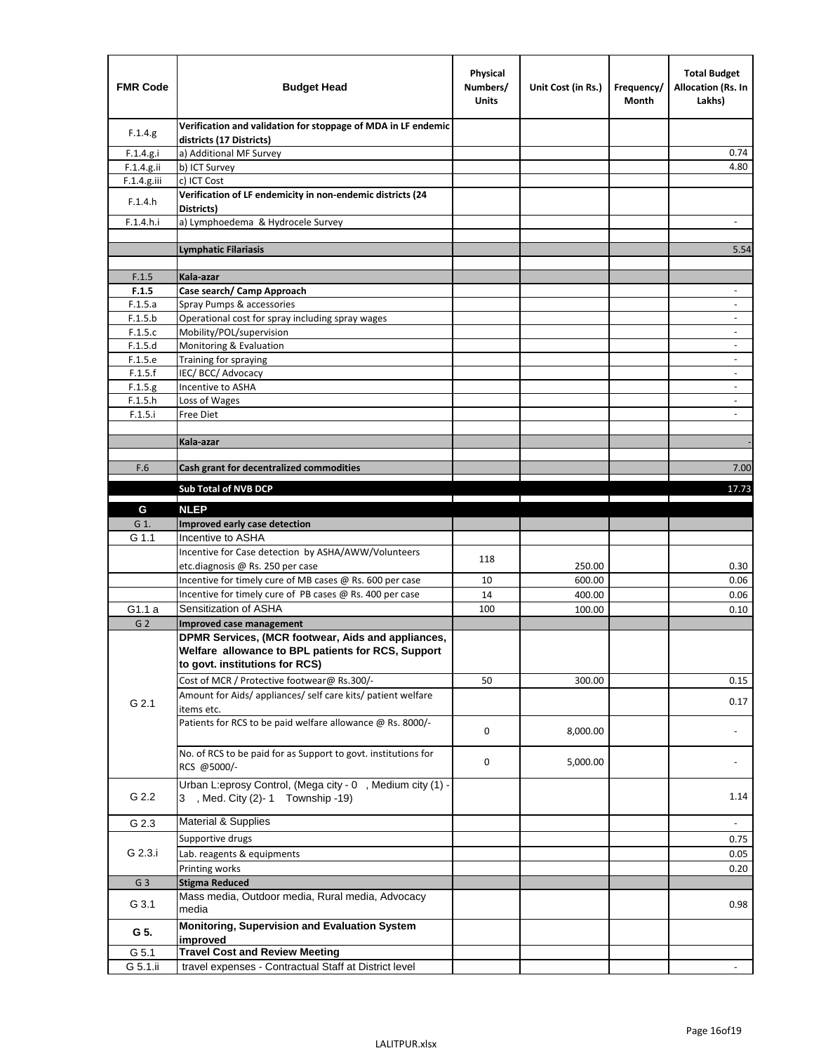| FMR Code | Budget Head | Physical Numbers/ Units | Unit Cost (in Rs.) | Frequency/ Month | Total Budget Allocation (Rs. In Lakhs) |
|---|---|---|---|---|---|
| F.1.4.g | **Verification and validation for stoppage of MDA in LF endemic districts (17 Districts)** | | | | |
| F.1.4.g.i | a) Additional MF Survey | | | | 0.74 |
| F.1.4.g.ii | b) ICT Survey | | | | 4.80 |
| F.1.4.g.iii | c) ICT Cost | | | | |
| F.1.4.h | **Verification of LF endemicity in non-endemic districts (24 Districts)** | | | | |
| F.1.4.h.i | a) Lymphoedema & Hydrocele Survey | | | | - |
| | | | | | |
| | **Lymphatic Filariasis** | | | | 5.54 |
| | | | | | |
| F.1.5 | **Kala-azar** | | | | |
| **F.1.5** | **Case search/ Camp Approach** | | | | - |
| F.1.5.a | Spray Pumps & accessories | | | | - |
| F.1.5.b | Operational cost for spray including spray wages | | | | - |
| F.1.5.c | Mobility/POL/supervision | | | | - |
| F.1.5.d | Monitoring & Evaluation | | | | - |
| F.1.5.e | Training for spraying | | | | - |
| F.1.5.f | IEC/ BCC/ Advocacy | | | | - |
| F.1.5.g | Incentive to ASHA | | | | - |
| F.1.5.h | Loss of Wages | | | | - |
| F.1.5.i | Free Diet | | | | - |
| | | | | | |
| | **Kala-azar** | | | | - |
| | | | | | |
| F.6 | **Cash grant for decentralized commodities** | | | | 7.00 |
| | **Sub Total of NVB DCP** | | | | 17.73 |
| **G** | **NLEP** | | | | |
| G 1. | **Improved early case detection** | | | | |
| G 1.1 | Incentive to ASHA | | | | |
| | Incentive for Case detection by ASHA/AWW/Volunteers etc.diagnosis @ Rs. 250 per case | 118 | 250.00 | | 0.30 |
| | Incentive for timely cure of MB cases @ Rs. 600 per case | 10 | 600.00 | | 0.06 |
| | Incentive for timely cure of PB cases @ Rs. 400 per case | 14 | 400.00 | | 0.06 |
| G1.1 a | Sensitization of ASHA | 100 | 100.00 | | 0.10 |
| G 2 | **Improved case management** | | | | |
| G 2.1 | **DPMR Services, (MCR footwear, Aids and appliances, Welfare allowance to BPL patients for RCS, Support to govt. institutions for RCS)** | | | | |
| | Cost of MCR / Protective footwear@ Rs.300/- | 50 | 300.00 | | 0.15 |
| | Amount for Aids/ appliances/ self care kits/ patient welfare items etc. | | | | 0.17 |
| | Patients for RCS to be paid welfare allowance @ Rs. 8000/- | 0 | 8,000.00 | | - |
| | No. of RCS to be paid for as Support to govt. institutions for RCS @5000/- | 0 | 5,000.00 | | - |
| G 2.2 | Urban L:eprosy Control, (Mega city - 0 , Medium city (1) - 3 , Med. City (2)- 1 Township -19) | | | | 1.14 |
| G 2.3 | Material & Supplies | | | | - |
| G 2.3.i | Supportive drugs | | | | 0.75 |
| | Lab. reagents & equipments | | | | 0.05 |
| | Printing works | | | | 0.20 |
| G 3 | **Stigma Reduced** | | | | |
| G 3.1 | Mass media, Outdoor media, Rural media, Advocacy media | | | | 0.98 |
| **G 5.** | **Monitoring, Supervision and Evaluation System improved** | | | | |
| G 5.1 | **Travel Cost and Review Meeting** | | | | |
| G 5.1.ii | travel expenses - Contractual Staff at District level | | | | - |

LALITPUR.xlsx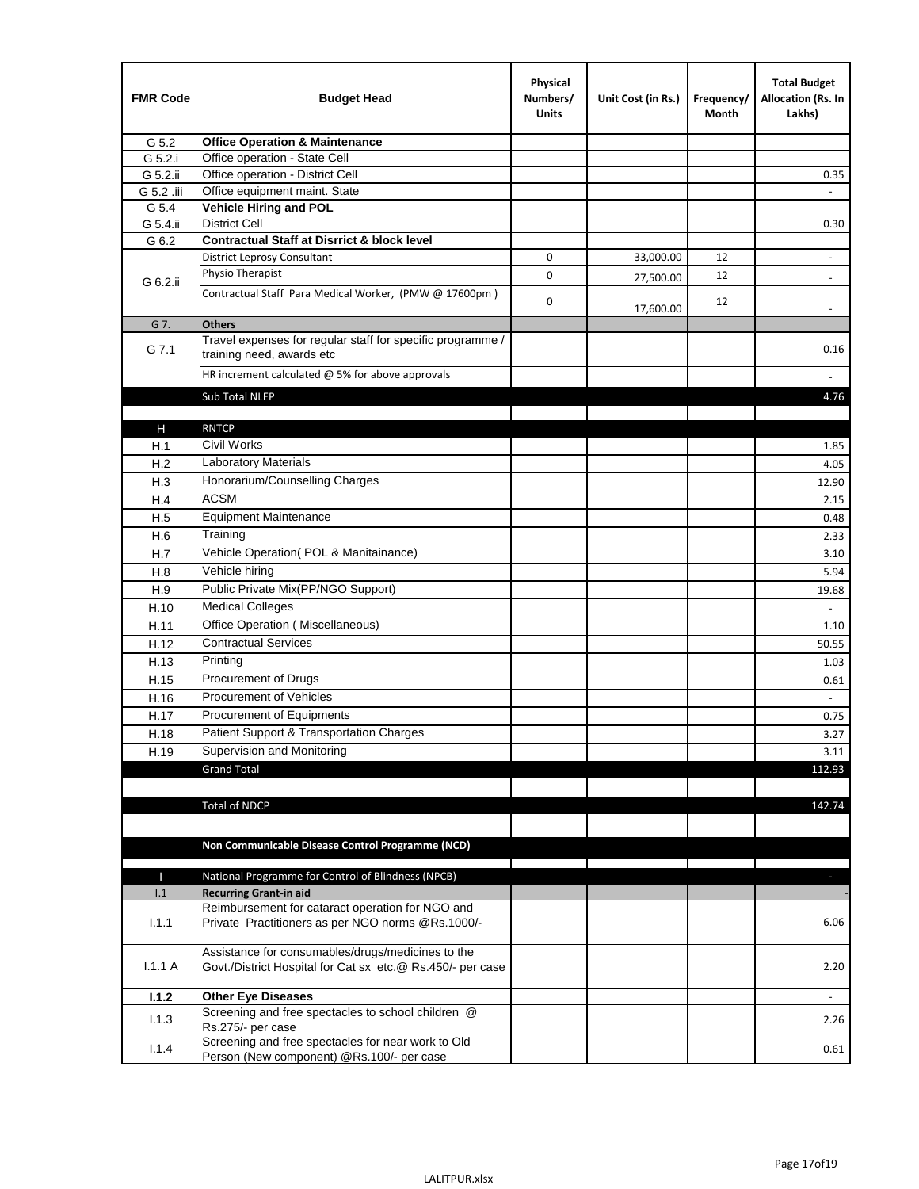| FMR Code | Budget Head | Physical Numbers/ Units | Unit Cost (in Rs.) | Frequency/ Month | Total Budget Allocation (Rs. In Lakhs) |
|---|---|---|---|---|---|
| G 5.2 | **Office Operation & Maintenance** | | | | |
| G 5.2.i | Office operation - State Cell | | | | |
| G 5.2.ii | Office operation - District Cell | | | | 0.35 |
| G 5.2 .iii | Office equipment maint. State | | | | - |
| G 5.4 | **Vehicle Hiring and POL** | | | | |
| G 5.4.ii | District Cell | | | | 0.30 |
| G 6.2 | **Contractual Staff at Disrrict & block level** | | | | |
| G 6.2.ii | District Leprosy Consultant | 0 | 33,000.00 | 12 | - |
| | Physio Therapist | 0 | 27,500.00 | 12 | - |
| | Contractual Staff Para Medical Worker, (PMW @ 17600pm ) | 0 | 17,600.00 | 12 | - |
| G 7. | **Others** | | | | |
| G 7.1 | Travel expenses for regular staff for specific programme / training need, awards etc | | | | 0.16 |
| | HR increment calculated @ 5% for above approvals | | | | - |
| | Sub Total NLEP | | | | 4.76 |
| | | | | | |
| H | RNTCP | | | | |
| H.1 | Civil Works | | | | 1.85 |
| H.2 | Laboratory Materials | | | | 4.05 |
| H.3 | Honorarium/Counselling Charges | | | | 12.90 |
| H.4 | ACSM | | | | 2.15 |
| H.5 | Equipment Maintenance | | | | 0.48 |
| H.6 | Training | | | | 2.33 |
| H.7 | Vehicle Operation( POL & Manitainance) | | | | 3.10 |
| H.8 | Vehicle hiring | | | | 5.94 |
| H.9 | Public Private Mix(PP/NGO Support) | | | | 19.68 |
| H.10 | Medical Colleges | | | | - |
| H.11 | Office Operation ( Miscellaneous) | | | | 1.10 |
| H.12 | Contractual Services | | | | 50.55 |
| H.13 | Printing | | | | 1.03 |
| H.15 | Procurement of Drugs | | | | 0.61 |
| H.16 | Procurement of Vehicles | | | | - |
| H.17 | Procurement of Equipments | | | | 0.75 |
| H.18 | Patient Support & Transportation Charges | | | | 3.27 |
| H.19 | Supervision and Monitoring | | | | 3.11 |
| | Grand Total | | | | 112.93 |
| | | | | | |
| | Total of NDCP | | | | 142.74 |
| | | | | | |
| | **Non Communicable Disease Control Programme (NCD)** | | | | |
| | | | | | |
| I | National Programme for Control of Blindness (NPCB) | | | | - |
| I.1 | **Recurring Grant-in aid** | | | | - |
| I.1.1 | Reimbursement for cataract operation for NGO and Private Practitioners as per NGO norms @Rs.1000/- | | | | 6.06 |
| I.1.1 A | Assistance for consumables/drugs/medicines to the Govt./District Hospital for Cat sx etc.@ Rs.450/- per case | | | | 2.20 |
| **I.1.2** | **Other Eye Diseases** | | | | - |
| I.1.3 | Screening and free spectacles to school children @ Rs.275/- per case | | | | 2.26 |
| I.1.4 | Screening and free spectacles for near work to Old Person (New component) @Rs.100/- per case | | | | 0.61 |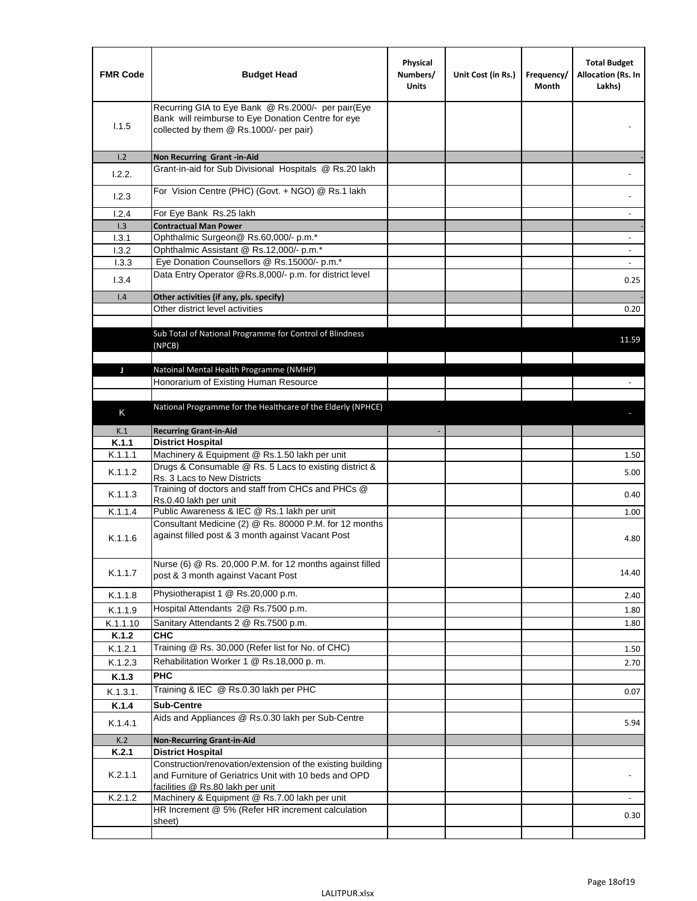| FMR Code | Budget Head | Physical Numbers/ Units | Unit Cost (in Rs.) | Frequency/ Month | Total Budget Allocation (Rs. In Lakhs) |
|---|---|---|---|---|---|
| I.1.5 | Recurring GIA to Eye Bank @ Rs.2000/- per pair(Eye Bank will reimburse to Eye Donation Centre for eye collected by them @ Rs.1000/- per pair) | | | | - |
| I.2 | **Non Recurring Grant -in-Aid** | | | | - |
| I.2.2. | Grant-in-aid for Sub Divisional Hospitals @ Rs.20 lakh | | | | - |
| I.2.3 | For Vision Centre (PHC) (Govt. + NGO) @ Rs.1 lakh | | | | - |
| I.2.4 | For Eye Bank Rs.25 lakh | | | | - |
| I.3 | **Contractual Man Power** | | | | - |
| I.3.1 | Ophthalmic Surgeon@ Rs.60,000/- p.m.* | | | | - |
| I.3.2 | Ophthalmic Assistant @ Rs.12,000/- p.m.* | | | | - |
| I.3.3 | Eye Donation Counsellors @ Rs.15000/- p.m.* | | | | - |
| I.3.4 | Data Entry Operator @Rs.8,000/- p.m. for district level | | | | 0.25 |
| I.4 | **Other activities (if any, pls. specify)** | | | | - |
| | Other district level activities | | | | 0.20 |
| | | | | | |
| | Sub Total of National Programme for Control of Blindness (NPCB) | | | | 11.59 |
| | | | | | |
| J | Natoinal Mental Health Programme (NMHP) | | | | |
| | Honorarium of Existing Human Resource | | | | - |
| | | | | | |
| K | National Programme for the Healthcare of the Elderly (NPHCE) | | | | - |
| K.1 | **Recurring Grant-in-Aid** | - | | | |
| **K.1.1** | **District Hospital** | | | | |
| K.1.1.1 | Machinery & Equipment @ Rs.1.50 lakh per unit | | | | 1.50 |
| K.1.1.2 | Drugs & Consumable @ Rs. 5 Lacs to existing district & Rs. 3 Lacs to New Districts | | | | 5.00 |
| K.1.1.3 | Training of doctors and staff from CHCs and PHCs @ Rs.0.40 lakh per unit | | | | 0.40 |
| K.1.1.4 | Public Awareness & IEC @ Rs.1 lakh per unit | | | | 1.00 |
| K.1.1.6 | Consultant Medicine (2) @ Rs. 80000 P.M. for 12 months against filled post & 3 month against Vacant Post | | | | 4.80 |
| K.1.1.7 | Nurse (6) @ Rs. 20,000 P.M. for 12 months against filled post & 3 month against Vacant Post | | | | 14.40 |
| K.1.1.8 | Physiotherapist 1 @ Rs.20,000 p.m. | | | | 2.40 |
| K.1.1.9 | Hospital Attendants 2@ Rs.7500 p.m. | | | | 1.80 |
| K.1.1.10 | Sanitary Attendants 2 @ Rs.7500 p.m. | | | | 1.80 |
| **K.1.2** | **CHC** | | | | |
| K.1.2.1 | Training @ Rs. 30,000 (Refer list for No. of CHC) | | | | 1.50 |
| K.1.2.3 | Rehabilitation Worker 1 @ Rs.18,000 p. m. | | | | 2.70 |
| **K.1.3** | **PHC** | | | | |
| K.1.3.1. | Training & IEC @ Rs.0.30 lakh per PHC | | | | 0.07 |
| **K.1.4** | **Sub-Centre** | | | | |
| K.1.4.1 | Aids and Appliances @ Rs.0.30 lakh per Sub-Centre | | | | 5.94 |
| K.2 | **Non-Recurring Grant-in-Aid** | | | | |
| **K.2.1** | **District Hospital** | | | | |
| K.2.1.1 | Construction/renovation/extension of the existing building and Furniture of Geriatrics Unit with 10 beds and OPD facilities @ Rs.80 lakh per unit | | | | - |
| K.2.1.2 | Machinery & Equipment @ Rs.7.00 lakh per unit | | | | - |
| | HR Increment @ 5% (Refer HR increment calculation sheet) | | | | 0.30 |
| | | | | | |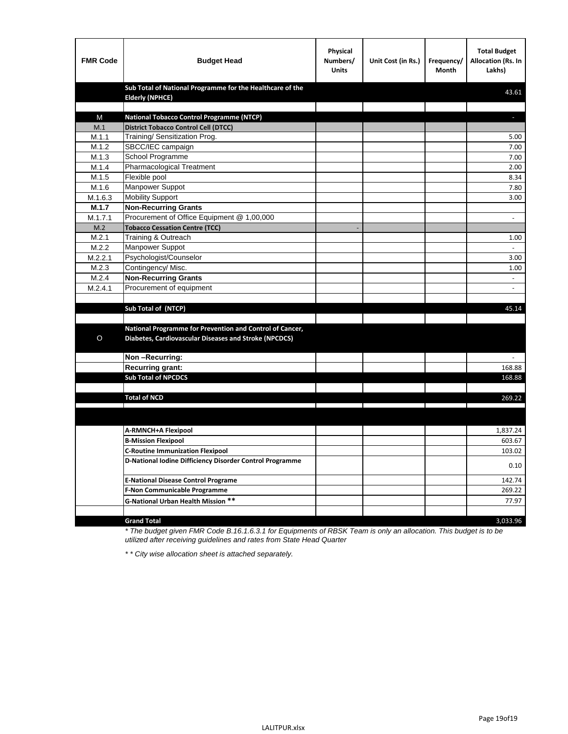| FMR Code | Budget Head | Physical Numbers/ Units | Unit Cost (in Rs.) | Frequency/ Month | Total Budget Allocation (Rs. In Lakhs) |
|---|---|---|---|---|---|
| | **Sub Total of National Programme for the Healthcare of the Elderly (NPHCE)** | | | | 43.61 |
| | | | | | |
| M | **National Tobacco Control Programme (NTCP)** | | | | - |
| M.1 | **District Tobacco Control Cell (DTCC)** | | | | |
| M.1.1 | Training/ Sensitization Prog. | | | | 5.00 |
| M.1.2 | SBCC/IEC campaign | | | | 7.00 |
| M.1.3 | School Programme | | | | 7.00 |
| M.1.4 | Pharmacological Treatment | | | | 2.00 |
| M.1.5 | Flexible pool | | | | 8.34 |
| M.1.6 | Manpower Suppot | | | | 7.80 |
| M.1.6.3 | Mobility Support | | | | 3.00 |
| **M.1.7** | **Non-Recurring Grants** | | | | |
| M.1.7.1 | Procurement of Office Equipment @ 1,00,000 | | | | - |
| M.2 | **Tobacco Cessation Centre (TCC)** | - | | | |
| M.2.1 | Training & Outreach | | | | 1.00 |
| M.2.2 | Manpower Suppot | | | | - |
| M.2.2.1 | Psychologist/Counselor | | | | 3.00 |
| M.2.3 | Contingency/ Misc. | | | | 1.00 |
| M.2.4 | **Non-Recurring Grants** | | | | - |
| M.2.4.1 | Procurement of equipment | | | | - |
| | | | | | |
| | **Sub Total of (NTCP)** | | | | 45.14 |
| | | | | | |
| O | **National Programme for Prevention and Control of Cancer, Diabetes, Cardiovascular Diseases and Stroke (NPCDCS)** | | | | |
| | **Non –Recurring:** | | | | - |
| | **Recurring grant:** | | | | 168.88 |
| | **Sub Total of NPCDCS** | | | | 168.88 |
| | | | | | |
| | **Total of NCD** | | | | 269.22 |
| | | | | | |
| | **A-RMNCH+A Flexipool** | | | | 1,837.24 |
| | **B-Mission Flexipool** | | | | 603.67 |
| | **C-Routine Immunization Flexipool** | | | | 103.02 |
| | **D-National Iodine Difficiency Disorder Control Programme** | | | | 0.10 |
| | **E-National Disease Control Programe** | | | | 142.74 |
| | **F-Non Communicable Programme** | | | | 269.22 |
| | **G-National Urban Health Mission \*\*** | | | | 77.97 |
| | | | | | |
| | **Grand Total** | | | | 3,033.96 |

*\* The budget given FMR Code B.16.1.6.3.1 for Equipments of RBSK Team is only an allocation. This budget is to be utilized after receiving guidelines and rates from State Head Quarter*

*\* \* City wise allocation sheet is attached separately.*